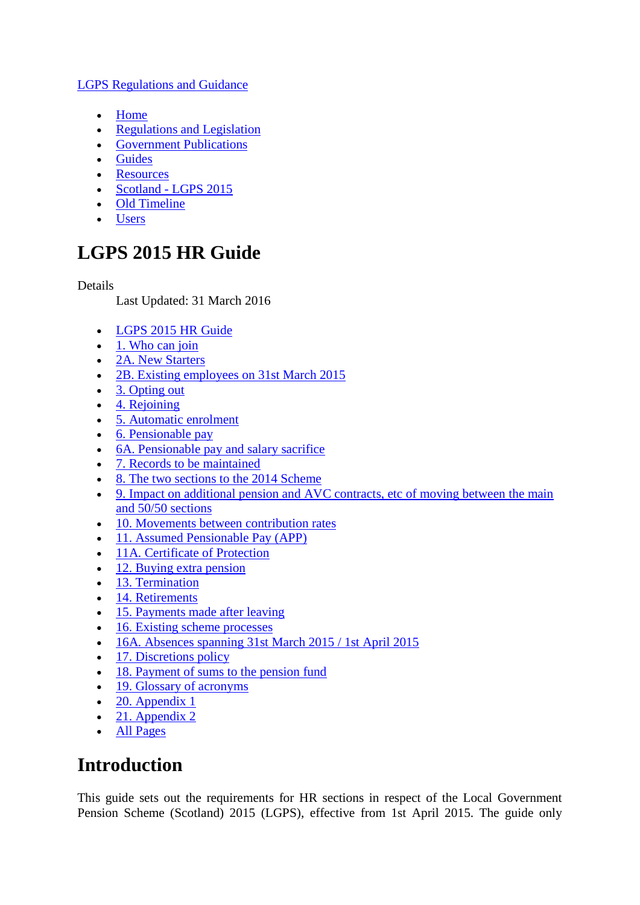LGPS Regulations and Guidance

- Home
- Regulations and Legislation
- Government Publications
- Guides
- Resources
- Scotland - LGPS 2015
- Old Timeline
- Users

# LGPS 2015 HR Guide

Details

Last Updated: 31 March 2016

- LGPS 2015 HR Guide
- 1. Who can join
- 2A. New Starters
- 2B. Existing employees on 31st March 2015
- 3. Opting out
- 4. Rejoining
- 5. Automatic enrolment
- 6. Pensionable pay
- 6A. Pensionable pay and salary sacrifice
- 7. Records to be maintained
- 8. The two sections to the 2014 Scheme
- 9. Impact on additional pension and AVC contracts, etc of moving between the main and 50/50 sections
- 10. Movements between contribution rates
- 11. Assumed Pensionable Pay (APP)
- 11A. Certificate of Protection
- 12. Buying extra pension
- 13. Termination
- 14. Retirements
- 15. Payments made after leaving
- 16. Existing scheme processes
- 16A. Absences spanning 31st March 2015 / 1st April 2015
- 17. Discretions policy
- 18. Payment of sums to the pension fund
- 19. Glossary of acronyms
- 20. Appendix 1
- 21. Appendix 2
- All Pages

# Introduction

This guide sets out the requirements for HR sections in respect of the Local Government Pension Scheme (Scotland) 2015 (LGPS), effective from 1st April 2015. The guide only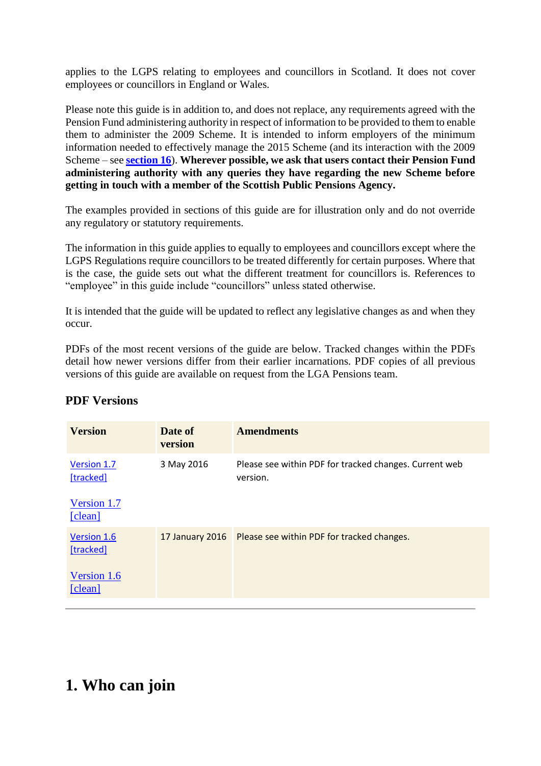applies to the LGPS relating to employees and councillors in Scotland. It does not cover employees or councillors in England or Wales.

Please note this guide is in addition to, and does not replace, any requirements agreed with the Pension Fund administering authority in respect of information to be provided to them to enable them to administer the 2009 Scheme. It is intended to inform employers of the minimum information needed to effectively manage the 2015 Scheme (and its interaction with the 2009 Scheme – see **section 16**). **Wherever possible, we ask that users contact their Pension Fund administering authority with any queries they have regarding the new Scheme before getting in touch with a member of the Scottish Public Pensions Agency.**

The examples provided in sections of this guide are for illustration only and do not override any regulatory or statutory requirements.

The information in this guide applies to equally to employees and councillors except where the LGPS Regulations require councillors to be treated differently for certain purposes. Where that is the case, the guide sets out what the different treatment for councillors is. References to "employee" in this guide include "councillors" unless stated otherwise.

It is intended that the guide will be updated to reflect any legislative changes as and when they occur.

PDFs of the most recent versions of the guide are below. Tracked changes within the PDFs detail how newer versions differ from their earlier incarnations. PDF copies of all previous versions of this guide are available on request from the LGA Pensions team.

### PDF Versions

| Version | Date of version | Amendments |
|---|---|---|
| Version 1.7 [tracked]<br><br>Version 1.7 [clean] | 3 May 2016 | Please see within PDF for tracked changes. Current web version. |
| Version 1.6 [tracked]<br><br>Version 1.6 [clean] | 17 January 2016 | Please see within PDF for tracked changes. |

# 1. Who can join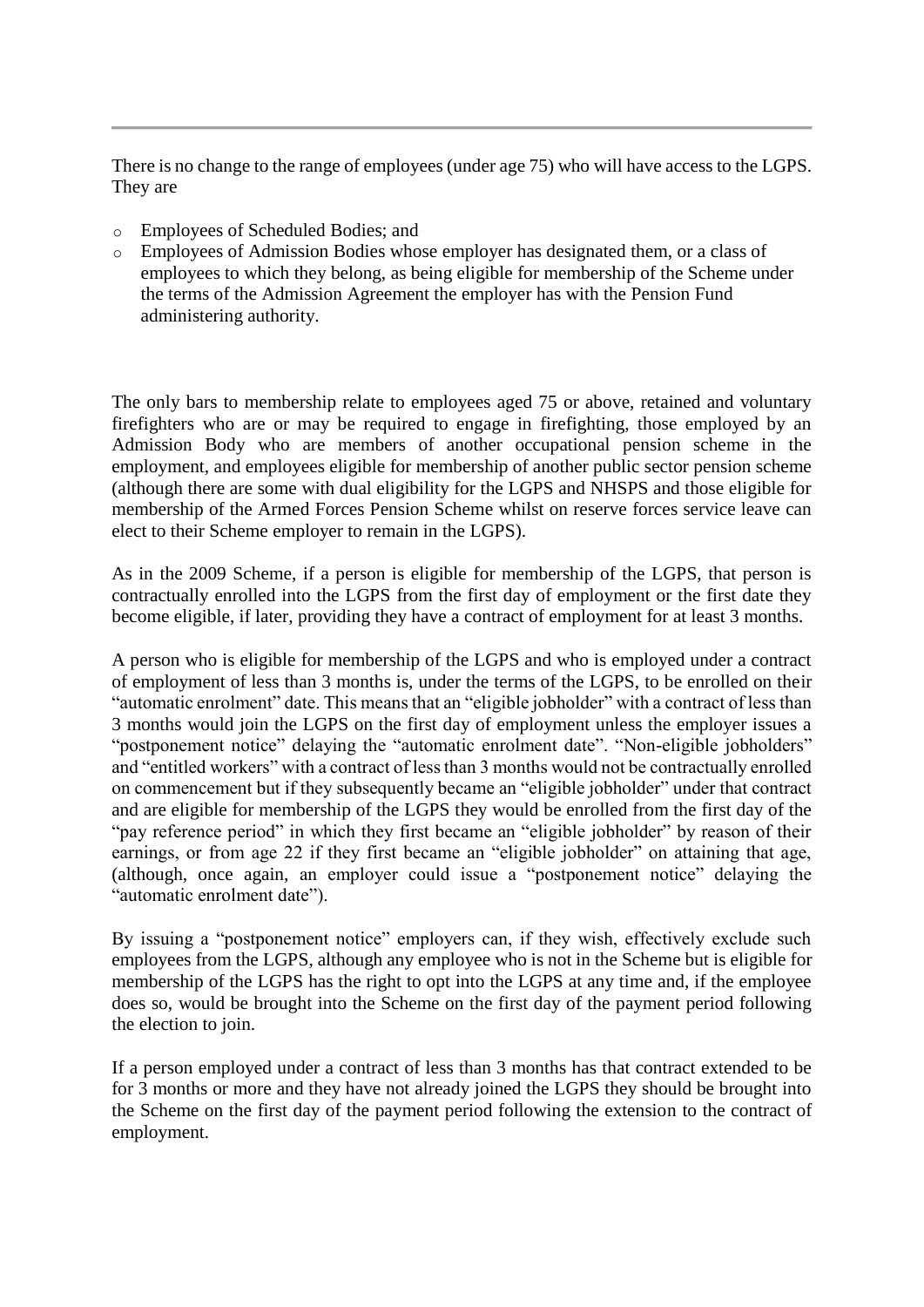There is no change to the range of employees (under age 75) who will have access to the LGPS. They are

- Employees of Scheduled Bodies; and
- Employees of Admission Bodies whose employer has designated them, or a class of employees to which they belong, as being eligible for membership of the Scheme under the terms of the Admission Agreement the employer has with the Pension Fund administering authority.

The only bars to membership relate to employees aged 75 or above, retained and voluntary firefighters who are or may be required to engage in firefighting, those employed by an Admission Body who are members of another occupational pension scheme in the employment, and employees eligible for membership of another public sector pension scheme (although there are some with dual eligibility for the LGPS and NHSPS and those eligible for membership of the Armed Forces Pension Scheme whilst on reserve forces service leave can elect to their Scheme employer to remain in the LGPS).

As in the 2009 Scheme, if a person is eligible for membership of the LGPS, that person is contractually enrolled into the LGPS from the first day of employment or the first date they become eligible, if later, providing they have a contract of employment for at least 3 months.

A person who is eligible for membership of the LGPS and who is employed under a contract of employment of less than 3 months is, under the terms of the LGPS, to be enrolled on their "automatic enrolment" date. This means that an "eligible jobholder" with a contract of less than 3 months would join the LGPS on the first day of employment unless the employer issues a "postponement notice" delaying the "automatic enrolment date". "Non-eligible jobholders" and "entitled workers" with a contract of less than 3 months would not be contractually enrolled on commencement but if they subsequently became an "eligible jobholder" under that contract and are eligible for membership of the LGPS they would be enrolled from the first day of the "pay reference period" in which they first became an "eligible jobholder" by reason of their earnings, or from age 22 if they first became an "eligible jobholder" on attaining that age, (although, once again, an employer could issue a "postponement notice" delaying the "automatic enrolment date").

By issuing a "postponement notice" employers can, if they wish, effectively exclude such employees from the LGPS, although any employee who is not in the Scheme but is eligible for membership of the LGPS has the right to opt into the LGPS at any time and, if the employee does so, would be brought into the Scheme on the first day of the payment period following the election to join.

If a person employed under a contract of less than 3 months has that contract extended to be for 3 months or more and they have not already joined the LGPS they should be brought into the Scheme on the first day of the payment period following the extension to the contract of employment.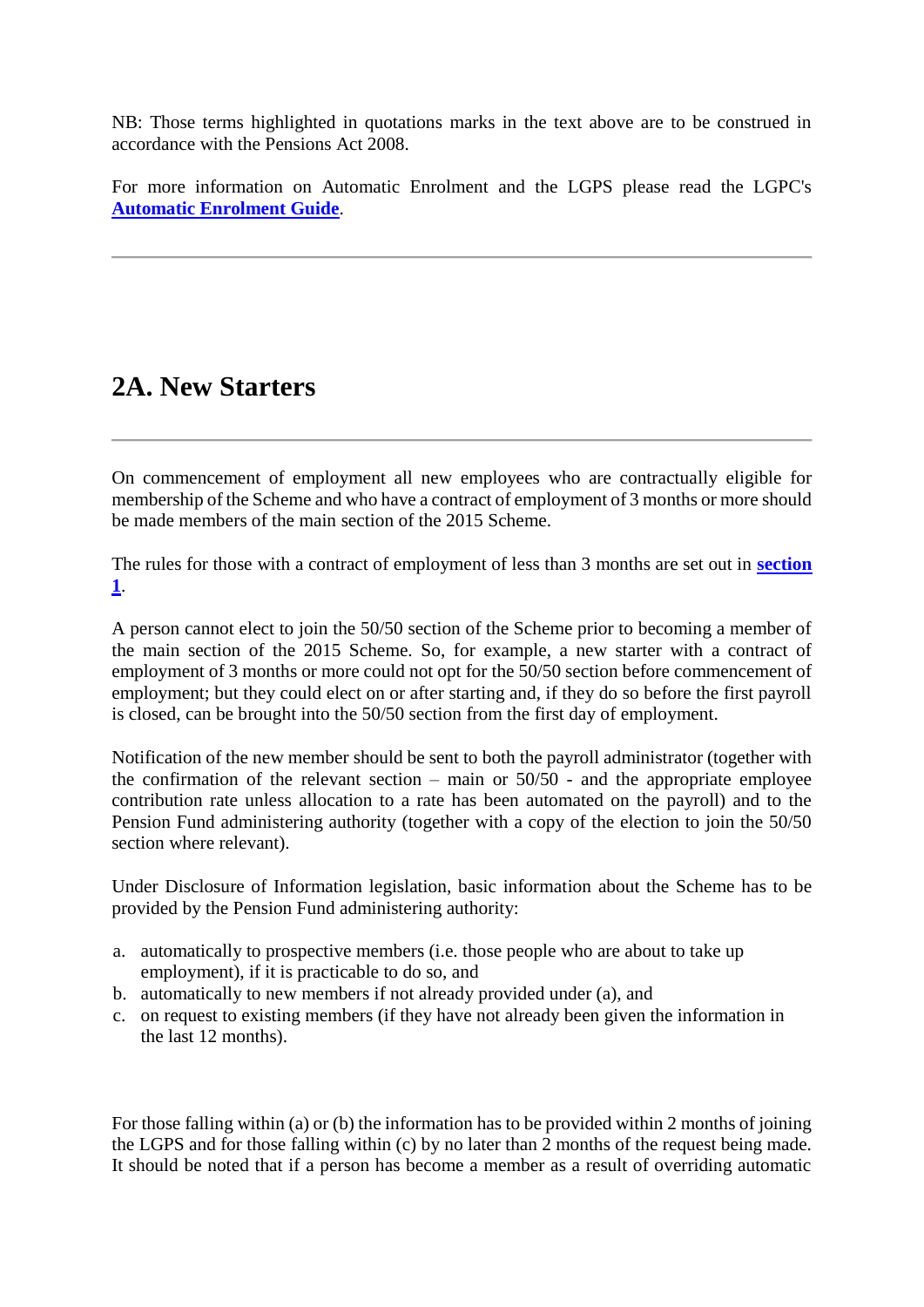NB: Those terms highlighted in quotations marks in the text above are to be construed in accordance with the Pensions Act 2008.

For more information on Automatic Enrolment and the LGPS please read the LGPC's **Automatic Enrolment Guide**.

---

## 2A. New Starters

---

On commencement of employment all new employees who are contractually eligible for membership of the Scheme and who have a contract of employment of 3 months or more should be made members of the main section of the 2015 Scheme.

The rules for those with a contract of employment of less than 3 months are set out in **section 1**.

A person cannot elect to join the 50/50 section of the Scheme prior to becoming a member of the main section of the 2015 Scheme. So, for example, a new starter with a contract of employment of 3 months or more could not opt for the 50/50 section before commencement of employment; but they could elect on or after starting and, if they do so before the first payroll is closed, can be brought into the 50/50 section from the first day of employment.

Notification of the new member should be sent to both the payroll administrator (together with the confirmation of the relevant section – main or 50/50 - and the appropriate employee contribution rate unless allocation to a rate has been automated on the payroll) and to the Pension Fund administering authority (together with a copy of the election to join the 50/50 section where relevant).

Under Disclosure of Information legislation, basic information about the Scheme has to be provided by the Pension Fund administering authority:

a. automatically to prospective members (i.e. those people who are about to take up employment), if it is practicable to do so, and
b. automatically to new members if not already provided under (a), and
c. on request to existing members (if they have not already been given the information in the last 12 months).

For those falling within (a) or (b) the information has to be provided within 2 months of joining the LGPS and for those falling within (c) by no later than 2 months of the request being made. It should be noted that if a person has become a member as a result of overriding automatic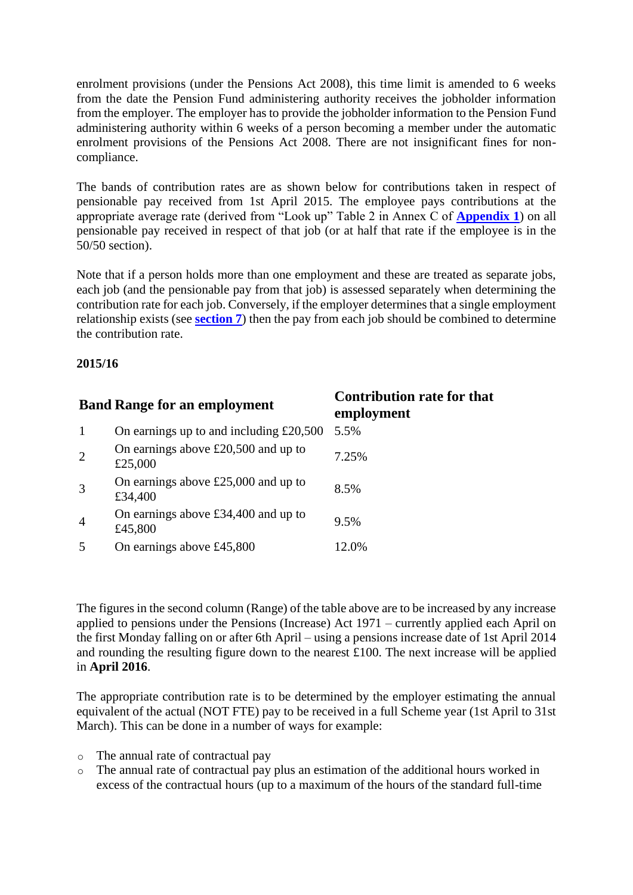enrolment provisions (under the Pensions Act 2008), this time limit is amended to 6 weeks from the date the Pension Fund administering authority receives the jobholder information from the employer. The employer has to provide the jobholder information to the Pension Fund administering authority within 6 weeks of a person becoming a member under the automatic enrolment provisions of the Pensions Act 2008. There are not insignificant fines for non-compliance.

The bands of contribution rates are as shown below for contributions taken in respect of pensionable pay received from 1st April 2015. The employee pays contributions at the appropriate average rate (derived from "Look up" Table 2 in Annex C of **Appendix 1**) on all pensionable pay received in respect of that job (or at half that rate if the employee is in the 50/50 section).

Note that if a person holds more than one employment and these are treated as separate jobs, each job (and the pensionable pay from that job) is assessed separately when determining the contribution rate for each job. Conversely, if the employer determines that a single employment relationship exists (see **section 7**) then the pay from each job should be combined to determine the contribution rate.

**2015/16**

| Band | Range for an employment | Contribution rate for that employment |
|---|---|---|
| 1 | On earnings up to and including £20,500 | 5.5% |
| 2 | On earnings above £20,500 and up to £25,000 | 7.25% |
| 3 | On earnings above £25,000 and up to £34,400 | 8.5% |
| 4 | On earnings above £34,400 and up to £45,800 | 9.5% |
| 5 | On earnings above £45,800 | 12.0% |

The figures in the second column (Range) of the table above are to be increased by any increase applied to pensions under the Pensions (Increase) Act 1971 – currently applied each April on the first Monday falling on or after 6th April – using a pensions increase date of 1st April 2014 and rounding the resulting figure down to the nearest £100. The next increase will be applied in **April 2016**.

The appropriate contribution rate is to be determined by the employer estimating the annual equivalent of the actual (NOT FTE) pay to be received in a full Scheme year (1st April to 31st March). This can be done in a number of ways for example:

- The annual rate of contractual pay
- The annual rate of contractual pay plus an estimation of the additional hours worked in excess of the contractual hours (up to a maximum of the hours of the standard full-time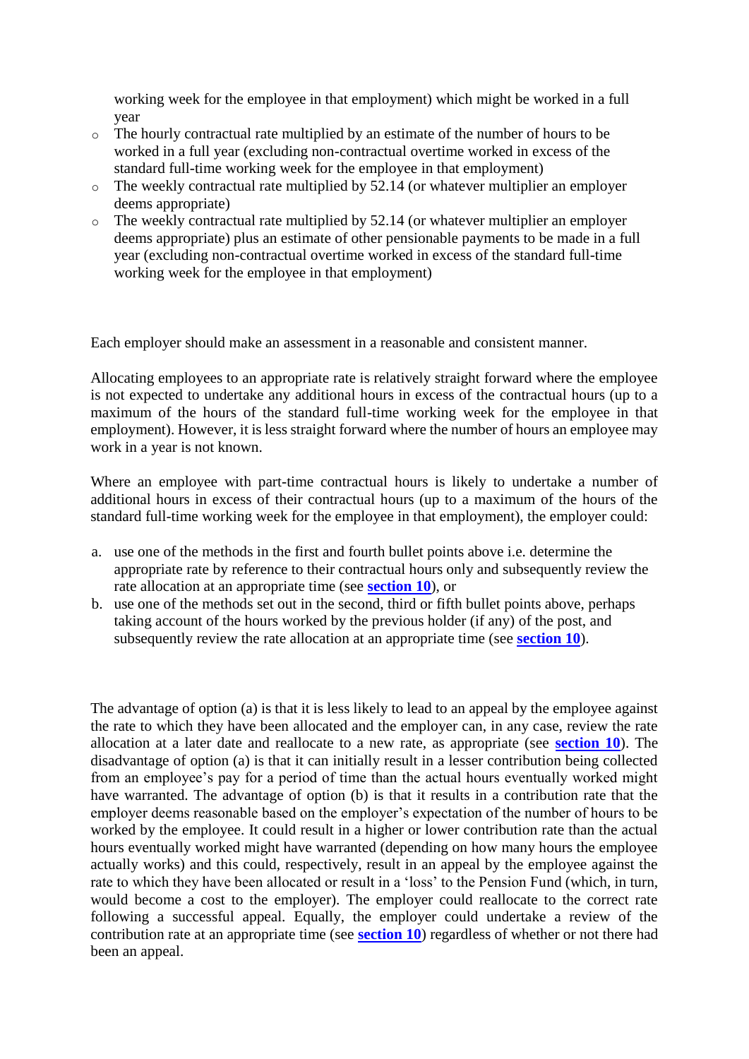working week for the employee in that employment) which might be worked in a full year

- The hourly contractual rate multiplied by an estimate of the number of hours to be worked in a full year (excluding non-contractual overtime worked in excess of the standard full-time working week for the employee in that employment)
- The weekly contractual rate multiplied by 52.14 (or whatever multiplier an employer deems appropriate)
- The weekly contractual rate multiplied by 52.14 (or whatever multiplier an employer deems appropriate) plus an estimate of other pensionable payments to be made in a full year (excluding non-contractual overtime worked in excess of the standard full-time working week for the employee in that employment)

Each employer should make an assessment in a reasonable and consistent manner.

Allocating employees to an appropriate rate is relatively straight forward where the employee is not expected to undertake any additional hours in excess of the contractual hours (up to a maximum of the hours of the standard full-time working week for the employee in that employment). However, it is less straight forward where the number of hours an employee may work in a year is not known.

Where an employee with part-time contractual hours is likely to undertake a number of additional hours in excess of their contractual hours (up to a maximum of the hours of the standard full-time working week for the employee in that employment), the employer could:

a. use one of the methods in the first and fourth bullet points above i.e. determine the appropriate rate by reference to their contractual hours only and subsequently review the rate allocation at an appropriate time (see **section 10**), or
b. use one of the methods set out in the second, third or fifth bullet points above, perhaps taking account of the hours worked by the previous holder (if any) of the post, and subsequently review the rate allocation at an appropriate time (see **section 10**).

The advantage of option (a) is that it is less likely to lead to an appeal by the employee against the rate to which they have been allocated and the employer can, in any case, review the rate allocation at a later date and reallocate to a new rate, as appropriate (see **section 10**). The disadvantage of option (a) is that it can initially result in a lesser contribution being collected from an employee's pay for a period of time than the actual hours eventually worked might have warranted. The advantage of option (b) is that it results in a contribution rate that the employer deems reasonable based on the employer's expectation of the number of hours to be worked by the employee. It could result in a higher or lower contribution rate than the actual hours eventually worked might have warranted (depending on how many hours the employee actually works) and this could, respectively, result in an appeal by the employee against the rate to which they have been allocated or result in a 'loss' to the Pension Fund (which, in turn, would become a cost to the employer). The employer could reallocate to the correct rate following a successful appeal. Equally, the employer could undertake a review of the contribution rate at an appropriate time (see **section 10**) regardless of whether or not there had been an appeal.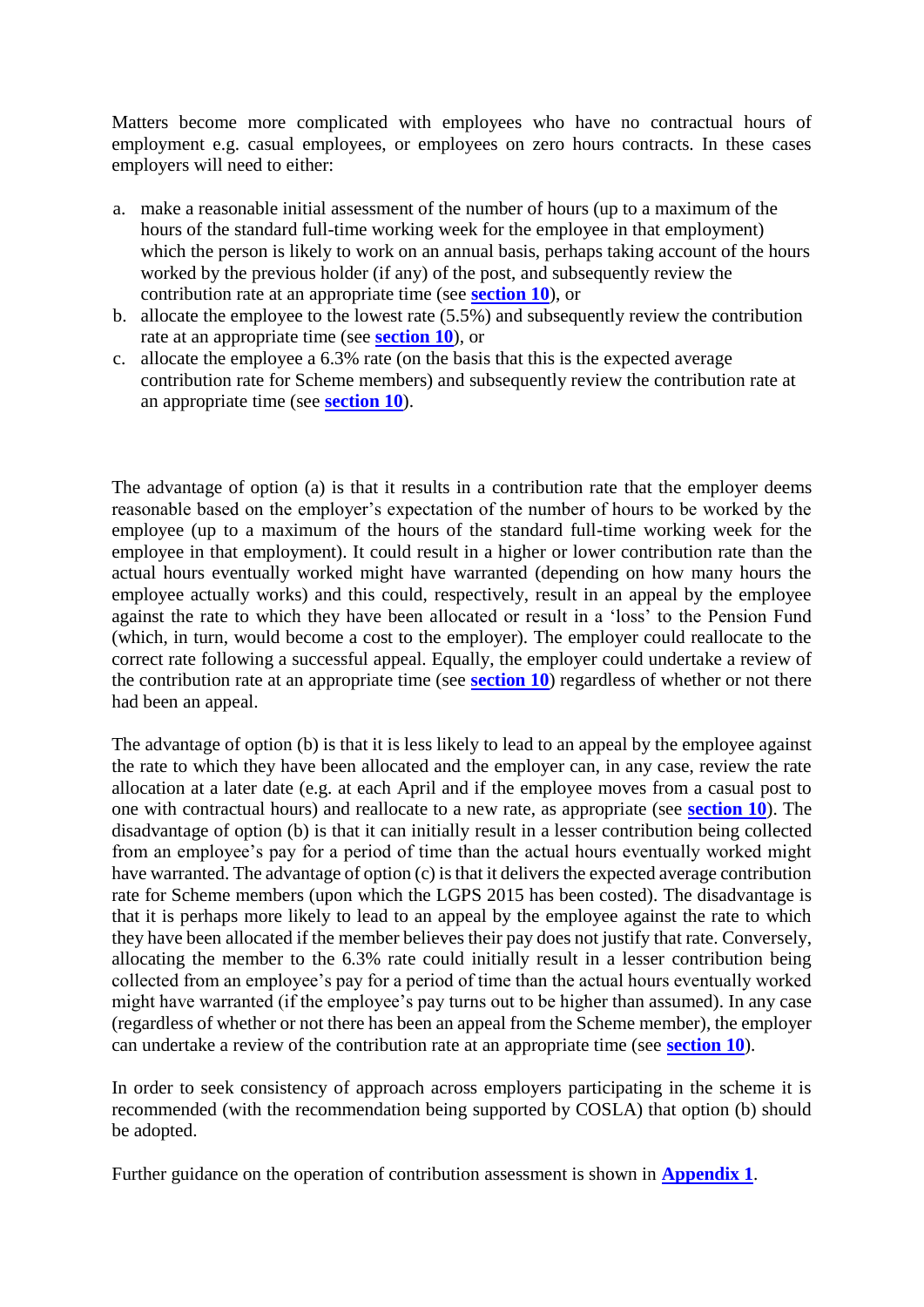Matters become more complicated with employees who have no contractual hours of employment e.g. casual employees, or employees on zero hours contracts. In these cases employers will need to either:

a. make a reasonable initial assessment of the number of hours (up to a maximum of the hours of the standard full-time working week for the employee in that employment) which the person is likely to work on an annual basis, perhaps taking account of the hours worked by the previous holder (if any) of the post, and subsequently review the contribution rate at an appropriate time (see **section 10**), or
b. allocate the employee to the lowest rate (5.5%) and subsequently review the contribution rate at an appropriate time (see **section 10**), or
c. allocate the employee a 6.3% rate (on the basis that this is the expected average contribution rate for Scheme members) and subsequently review the contribution rate at an appropriate time (see **section 10**).

The advantage of option (a) is that it results in a contribution rate that the employer deems reasonable based on the employer's expectation of the number of hours to be worked by the employee (up to a maximum of the hours of the standard full-time working week for the employee in that employment). It could result in a higher or lower contribution rate than the actual hours eventually worked might have warranted (depending on how many hours the employee actually works) and this could, respectively, result in an appeal by the employee against the rate to which they have been allocated or result in a 'loss' to the Pension Fund (which, in turn, would become a cost to the employer). The employer could reallocate to the correct rate following a successful appeal. Equally, the employer could undertake a review of the contribution rate at an appropriate time (see **section 10**) regardless of whether or not there had been an appeal.

The advantage of option (b) is that it is less likely to lead to an appeal by the employee against the rate to which they have been allocated and the employer can, in any case, review the rate allocation at a later date (e.g. at each April and if the employee moves from a casual post to one with contractual hours) and reallocate to a new rate, as appropriate (see **section 10**). The disadvantage of option (b) is that it can initially result in a lesser contribution being collected from an employee's pay for a period of time than the actual hours eventually worked might have warranted. The advantage of option (c) is that it delivers the expected average contribution rate for Scheme members (upon which the LGPS 2015 has been costed). The disadvantage is that it is perhaps more likely to lead to an appeal by the employee against the rate to which they have been allocated if the member believes their pay does not justify that rate. Conversely, allocating the member to the 6.3% rate could initially result in a lesser contribution being collected from an employee's pay for a period of time than the actual hours eventually worked might have warranted (if the employee's pay turns out to be higher than assumed). In any case (regardless of whether or not there has been an appeal from the Scheme member), the employer can undertake a review of the contribution rate at an appropriate time (see **section 10**).

In order to seek consistency of approach across employers participating in the scheme it is recommended (with the recommendation being supported by COSLA) that option (b) should be adopted.

Further guidance on the operation of contribution assessment is shown in **Appendix 1**.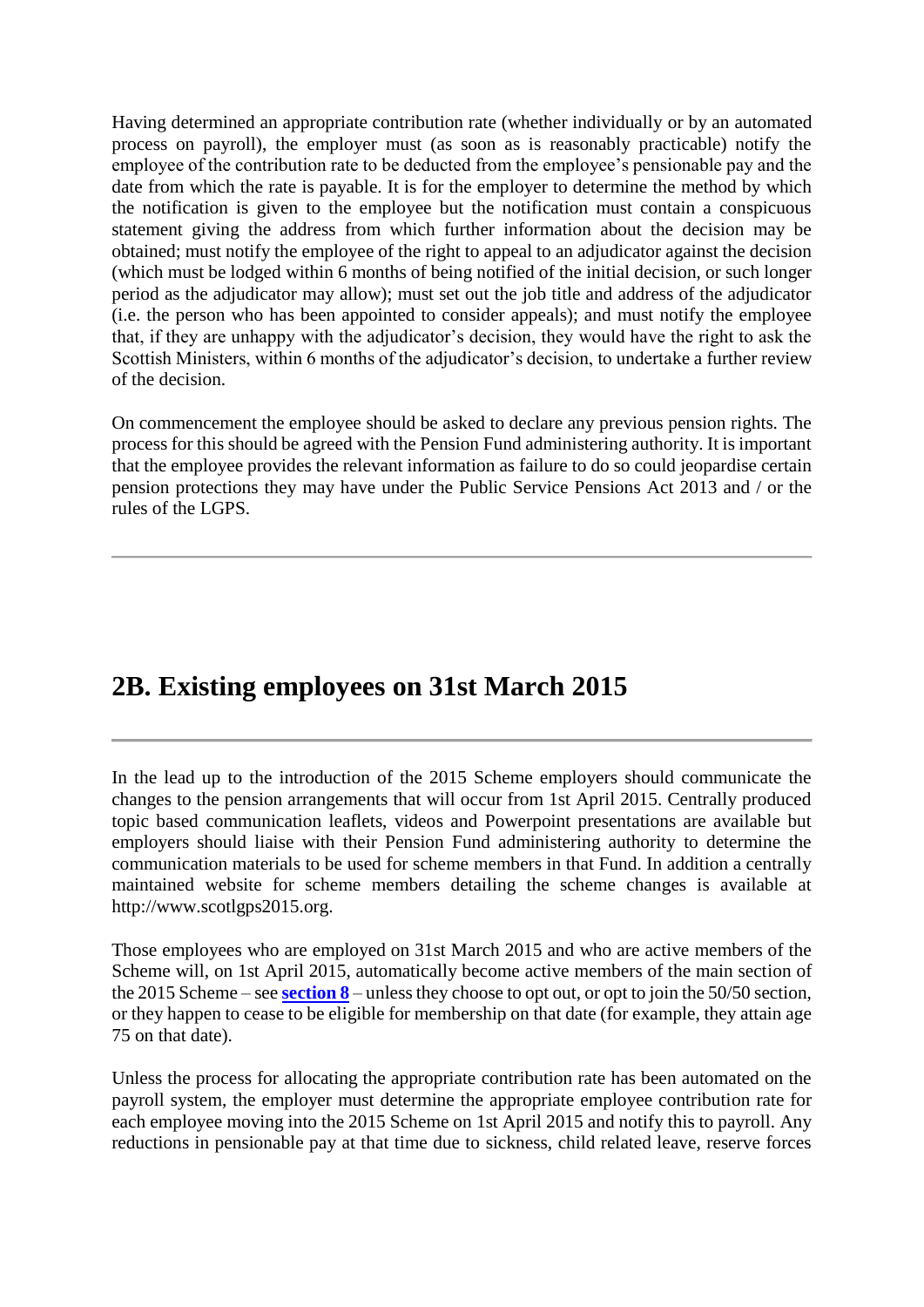Having determined an appropriate contribution rate (whether individually or by an automated process on payroll), the employer must (as soon as is reasonably practicable) notify the employee of the contribution rate to be deducted from the employee's pensionable pay and the date from which the rate is payable. It is for the employer to determine the method by which the notification is given to the employee but the notification must contain a conspicuous statement giving the address from which further information about the decision may be obtained; must notify the employee of the right to appeal to an adjudicator against the decision (which must be lodged within 6 months of being notified of the initial decision, or such longer period as the adjudicator may allow); must set out the job title and address of the adjudicator (i.e. the person who has been appointed to consider appeals); and must notify the employee that, if they are unhappy with the adjudicator's decision, they would have the right to ask the Scottish Ministers, within 6 months of the adjudicator's decision, to undertake a further review of the decision.

On commencement the employee should be asked to declare any previous pension rights. The process for this should be agreed with the Pension Fund administering authority. It is important that the employee provides the relevant information as failure to do so could jeopardise certain pension protections they may have under the Public Service Pensions Act 2013 and / or the rules of the LGPS.

---

## 2B. Existing employees on 31st March 2015

---

In the lead up to the introduction of the 2015 Scheme employers should communicate the changes to the pension arrangements that will occur from 1st April 2015. Centrally produced topic based communication leaflets, videos and Powerpoint presentations are available but employers should liaise with their Pension Fund administering authority to determine the communication materials to be used for scheme members in that Fund. In addition a centrally maintained website for scheme members detailing the scheme changes is available at http://www.scotlgps2015.org.

Those employees who are employed on 31st March 2015 and who are active members of the Scheme will, on 1st April 2015, automatically become active members of the main section of the 2015 Scheme – see **section 8** – unless they choose to opt out, or opt to join the 50/50 section, or they happen to cease to be eligible for membership on that date (for example, they attain age 75 on that date).

Unless the process for allocating the appropriate contribution rate has been automated on the payroll system, the employer must determine the appropriate employee contribution rate for each employee moving into the 2015 Scheme on 1st April 2015 and notify this to payroll. Any reductions in pensionable pay at that time due to sickness, child related leave, reserve forces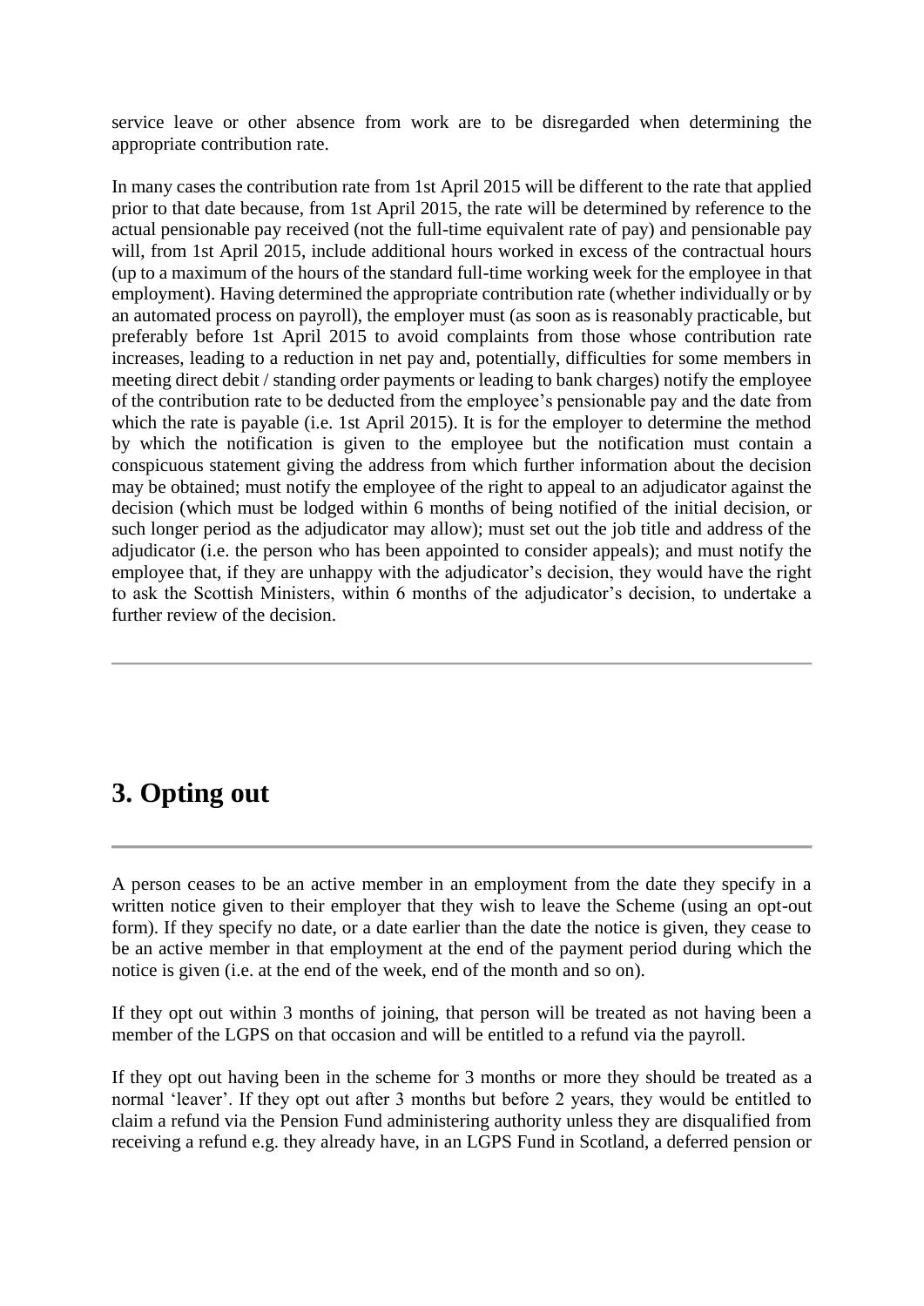service leave or other absence from work are to be disregarded when determining the appropriate contribution rate.

In many cases the contribution rate from 1st April 2015 will be different to the rate that applied prior to that date because, from 1st April 2015, the rate will be determined by reference to the actual pensionable pay received (not the full-time equivalent rate of pay) and pensionable pay will, from 1st April 2015, include additional hours worked in excess of the contractual hours (up to a maximum of the hours of the standard full-time working week for the employee in that employment). Having determined the appropriate contribution rate (whether individually or by an automated process on payroll), the employer must (as soon as is reasonably practicable, but preferably before 1st April 2015 to avoid complaints from those whose contribution rate increases, leading to a reduction in net pay and, potentially, difficulties for some members in meeting direct debit / standing order payments or leading to bank charges) notify the employee of the contribution rate to be deducted from the employee's pensionable pay and the date from which the rate is payable (i.e. 1st April 2015). It is for the employer to determine the method by which the notification is given to the employee but the notification must contain a conspicuous statement giving the address from which further information about the decision may be obtained; must notify the employee of the right to appeal to an adjudicator against the decision (which must be lodged within 6 months of being notified of the initial decision, or such longer period as the adjudicator may allow); must set out the job title and address of the adjudicator (i.e. the person who has been appointed to consider appeals); and must notify the employee that, if they are unhappy with the adjudicator's decision, they would have the right to ask the Scottish Ministers, within 6 months of the adjudicator's decision, to undertake a further review of the decision.

---

## 3. Opting out

---

A person ceases to be an active member in an employment from the date they specify in a written notice given to their employer that they wish to leave the Scheme (using an opt-out form). If they specify no date, or a date earlier than the date the notice is given, they cease to be an active member in that employment at the end of the payment period during which the notice is given (i.e. at the end of the week, end of the month and so on).

If they opt out within 3 months of joining, that person will be treated as not having been a member of the LGPS on that occasion and will be entitled to a refund via the payroll.

If they opt out having been in the scheme for 3 months or more they should be treated as a normal 'leaver'. If they opt out after 3 months but before 2 years, they would be entitled to claim a refund via the Pension Fund administering authority unless they are disqualified from receiving a refund e.g. they already have, in an LGPS Fund in Scotland, a deferred pension or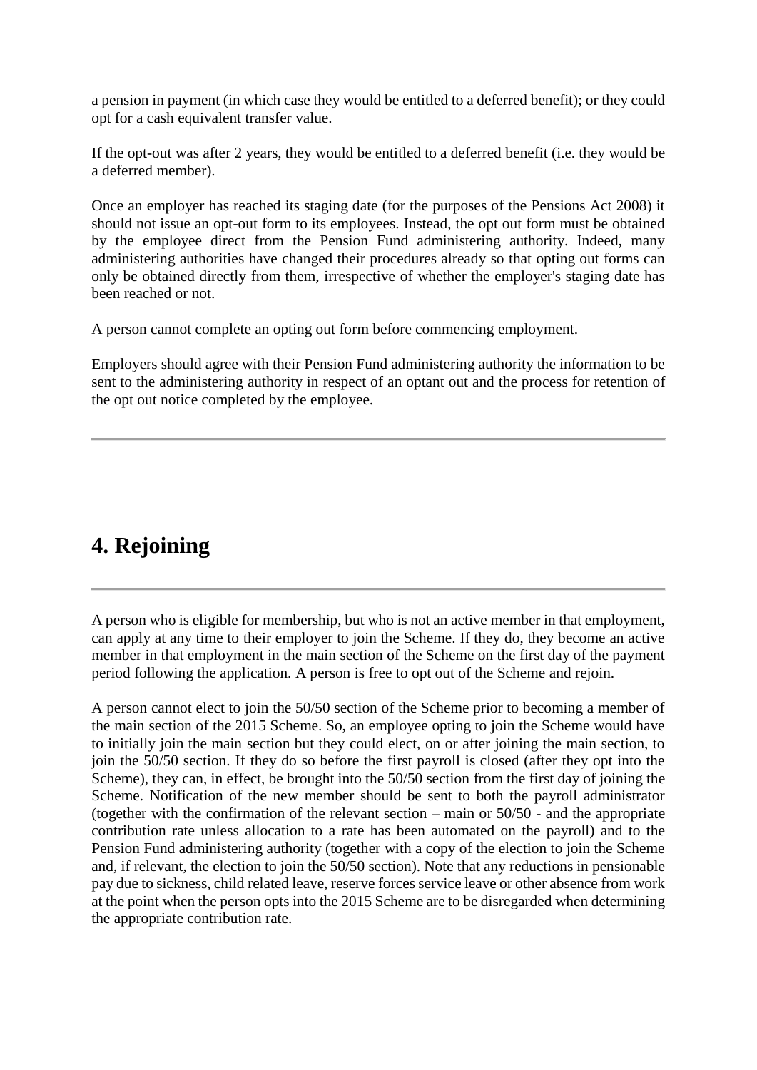a pension in payment (in which case they would be entitled to a deferred benefit); or they could opt for a cash equivalent transfer value.

If the opt-out was after 2 years, they would be entitled to a deferred benefit (i.e. they would be a deferred member).

Once an employer has reached its staging date (for the purposes of the Pensions Act 2008) it should not issue an opt-out form to its employees. Instead, the opt out form must be obtained by the employee direct from the Pension Fund administering authority. Indeed, many administering authorities have changed their procedures already so that opting out forms can only be obtained directly from them, irrespective of whether the employer's staging date has been reached or not.

A person cannot complete an opting out form before commencing employment.

Employers should agree with their Pension Fund administering authority the information to be sent to the administering authority in respect of an optant out and the process for retention of the opt out notice completed by the employee.

---

## 4. Rejoining

---

A person who is eligible for membership, but who is not an active member in that employment, can apply at any time to their employer to join the Scheme. If they do, they become an active member in that employment in the main section of the Scheme on the first day of the payment period following the application. A person is free to opt out of the Scheme and rejoin.

A person cannot elect to join the 50/50 section of the Scheme prior to becoming a member of the main section of the 2015 Scheme. So, an employee opting to join the Scheme would have to initially join the main section but they could elect, on or after joining the main section, to join the 50/50 section. If they do so before the first payroll is closed (after they opt into the Scheme), they can, in effect, be brought into the 50/50 section from the first day of joining the Scheme. Notification of the new member should be sent to both the payroll administrator (together with the confirmation of the relevant section – main or 50/50 - and the appropriate contribution rate unless allocation to a rate has been automated on the payroll) and to the Pension Fund administering authority (together with a copy of the election to join the Scheme and, if relevant, the election to join the 50/50 section). Note that any reductions in pensionable pay due to sickness, child related leave, reserve forces service leave or other absence from work at the point when the person opts into the 2015 Scheme are to be disregarded when determining the appropriate contribution rate.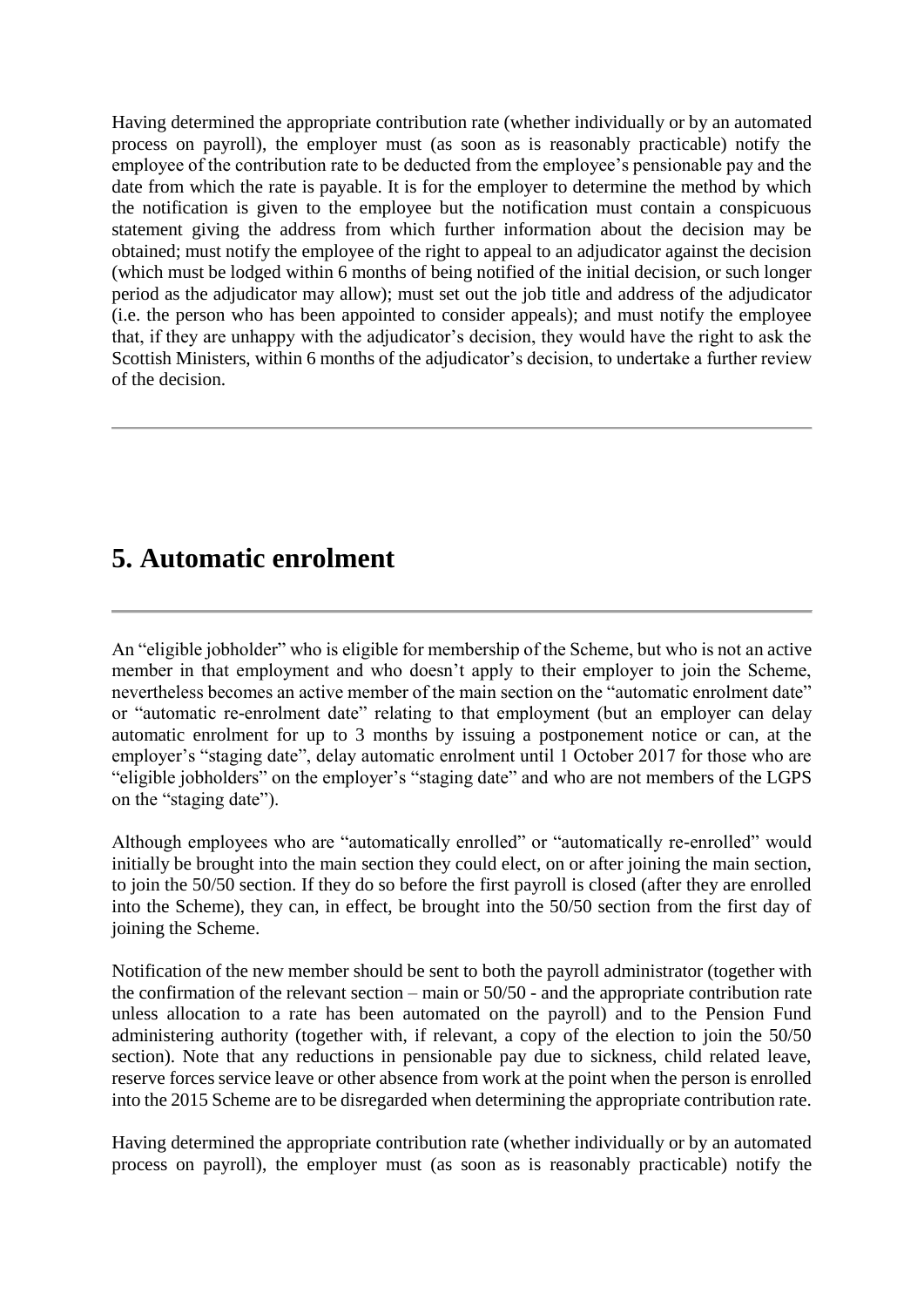Having determined the appropriate contribution rate (whether individually or by an automated process on payroll), the employer must (as soon as is reasonably practicable) notify the employee of the contribution rate to be deducted from the employee's pensionable pay and the date from which the rate is payable. It is for the employer to determine the method by which the notification is given to the employee but the notification must contain a conspicuous statement giving the address from which further information about the decision may be obtained; must notify the employee of the right to appeal to an adjudicator against the decision (which must be lodged within 6 months of being notified of the initial decision, or such longer period as the adjudicator may allow); must set out the job title and address of the adjudicator (i.e. the person who has been appointed to consider appeals); and must notify the employee that, if they are unhappy with the adjudicator's decision, they would have the right to ask the Scottish Ministers, within 6 months of the adjudicator's decision, to undertake a further review of the decision.

---

## 5. Automatic enrolment

---

An "eligible jobholder" who is eligible for membership of the Scheme, but who is not an active member in that employment and who doesn't apply to their employer to join the Scheme, nevertheless becomes an active member of the main section on the "automatic enrolment date" or "automatic re-enrolment date" relating to that employment (but an employer can delay automatic enrolment for up to 3 months by issuing a postponement notice or can, at the employer's "staging date", delay automatic enrolment until 1 October 2017 for those who are "eligible jobholders" on the employer's "staging date" and who are not members of the LGPS on the "staging date").

Although employees who are "automatically enrolled" or "automatically re-enrolled" would initially be brought into the main section they could elect, on or after joining the main section, to join the 50/50 section. If they do so before the first payroll is closed (after they are enrolled into the Scheme), they can, in effect, be brought into the 50/50 section from the first day of joining the Scheme.

Notification of the new member should be sent to both the payroll administrator (together with the confirmation of the relevant section – main or 50/50 - and the appropriate contribution rate unless allocation to a rate has been automated on the payroll) and to the Pension Fund administering authority (together with, if relevant, a copy of the election to join the 50/50 section). Note that any reductions in pensionable pay due to sickness, child related leave, reserve forces service leave or other absence from work at the point when the person is enrolled into the 2015 Scheme are to be disregarded when determining the appropriate contribution rate.

Having determined the appropriate contribution rate (whether individually or by an automated process on payroll), the employer must (as soon as is reasonably practicable) notify the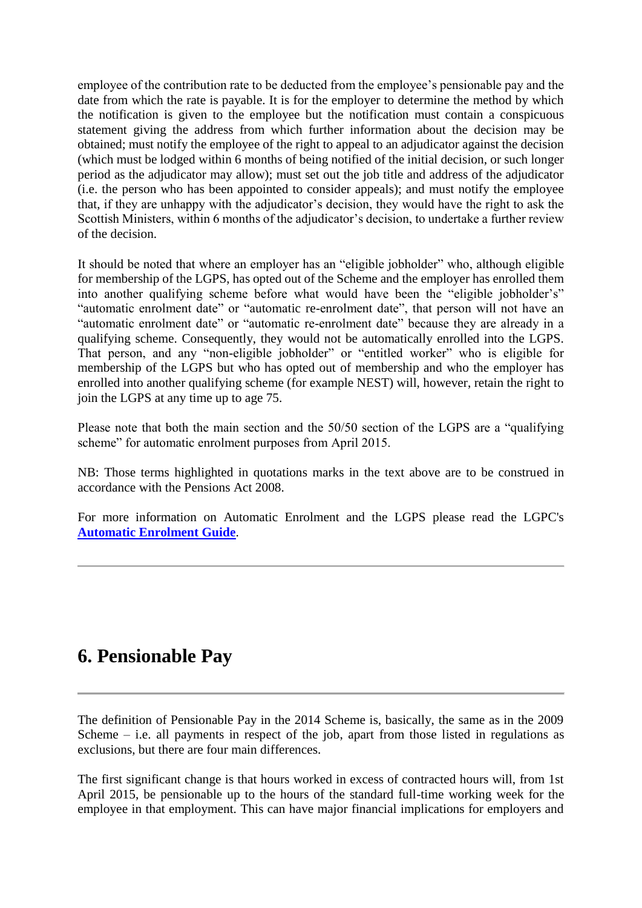employee of the contribution rate to be deducted from the employee's pensionable pay and the date from which the rate is payable. It is for the employer to determine the method by which the notification is given to the employee but the notification must contain a conspicuous statement giving the address from which further information about the decision may be obtained; must notify the employee of the right to appeal to an adjudicator against the decision (which must be lodged within 6 months of being notified of the initial decision, or such longer period as the adjudicator may allow); must set out the job title and address of the adjudicator (i.e. the person who has been appointed to consider appeals); and must notify the employee that, if they are unhappy with the adjudicator's decision, they would have the right to ask the Scottish Ministers, within 6 months of the adjudicator's decision, to undertake a further review of the decision.

It should be noted that where an employer has an "eligible jobholder" who, although eligible for membership of the LGPS, has opted out of the Scheme and the employer has enrolled them into another qualifying scheme before what would have been the "eligible jobholder's" "automatic enrolment date" or "automatic re-enrolment date", that person will not have an "automatic enrolment date" or "automatic re-enrolment date" because they are already in a qualifying scheme. Consequently, they would not be automatically enrolled into the LGPS. That person, and any "non-eligible jobholder" or "entitled worker" who is eligible for membership of the LGPS but who has opted out of membership and who the employer has enrolled into another qualifying scheme (for example NEST) will, however, retain the right to join the LGPS at any time up to age 75.

Please note that both the main section and the 50/50 section of the LGPS are a "qualifying scheme" for automatic enrolment purposes from April 2015.

NB: Those terms highlighted in quotations marks in the text above are to be construed in accordance with the Pensions Act 2008.

For more information on Automatic Enrolment and the LGPS please read the LGPC's **Automatic Enrolment Guide**.

---

## 6. Pensionable Pay

---

The definition of Pensionable Pay in the 2014 Scheme is, basically, the same as in the 2009 Scheme – i.e. all payments in respect of the job, apart from those listed in regulations as exclusions, but there are four main differences.

The first significant change is that hours worked in excess of contracted hours will, from 1st April 2015, be pensionable up to the hours of the standard full-time working week for the employee in that employment. This can have major financial implications for employers and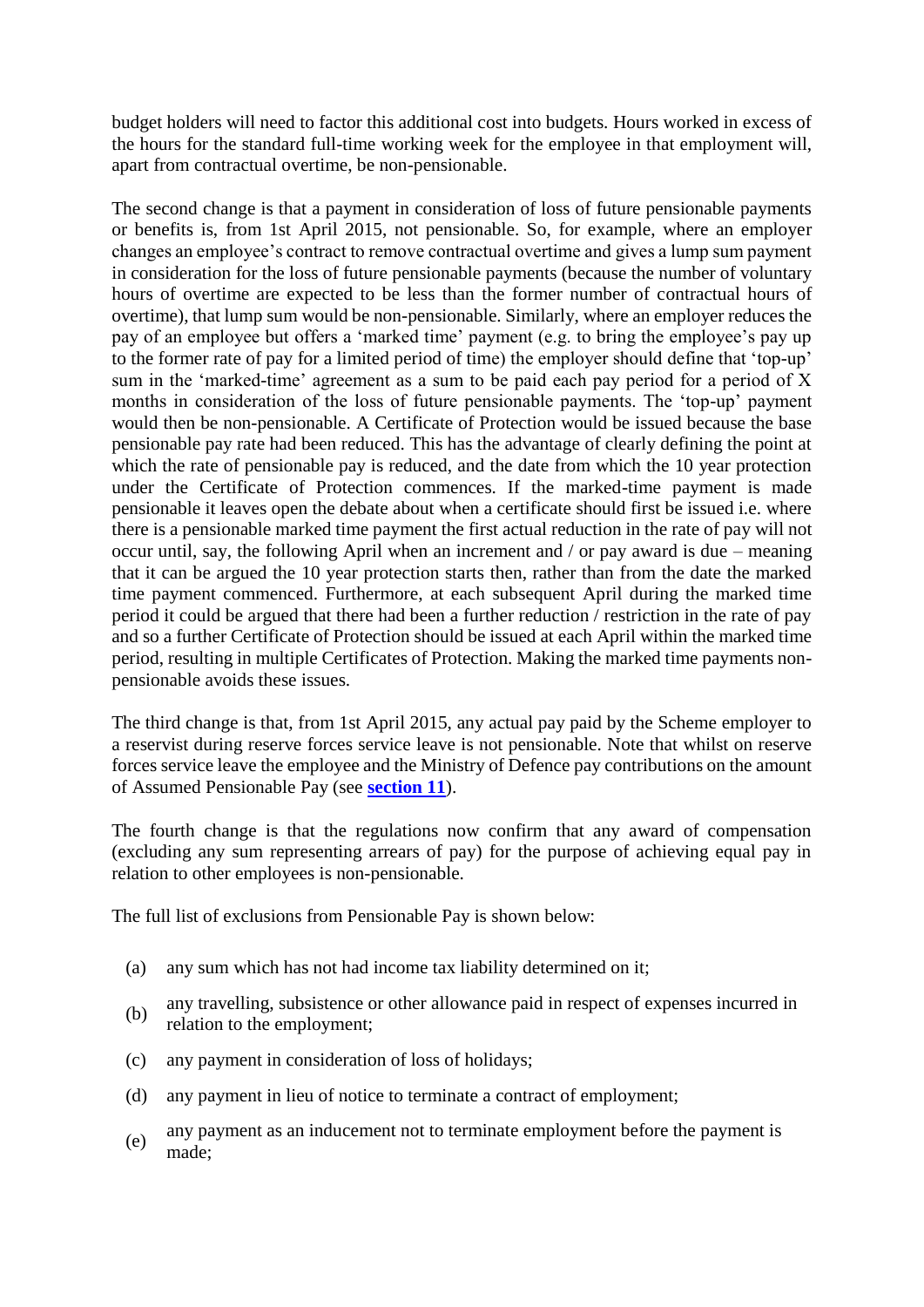budget holders will need to factor this additional cost into budgets. Hours worked in excess of the hours for the standard full-time working week for the employee in that employment will, apart from contractual overtime, be non-pensionable.

The second change is that a payment in consideration of loss of future pensionable payments or benefits is, from 1st April 2015, not pensionable. So, for example, where an employer changes an employee's contract to remove contractual overtime and gives a lump sum payment in consideration for the loss of future pensionable payments (because the number of voluntary hours of overtime are expected to be less than the former number of contractual hours of overtime), that lump sum would be non-pensionable. Similarly, where an employer reduces the pay of an employee but offers a 'marked time' payment (e.g. to bring the employee's pay up to the former rate of pay for a limited period of time) the employer should define that 'top-up' sum in the 'marked-time' agreement as a sum to be paid each pay period for a period of X months in consideration of the loss of future pensionable payments. The 'top-up' payment would then be non-pensionable. A Certificate of Protection would be issued because the base pensionable pay rate had been reduced. This has the advantage of clearly defining the point at which the rate of pensionable pay is reduced, and the date from which the 10 year protection under the Certificate of Protection commences. If the marked-time payment is made pensionable it leaves open the debate about when a certificate should first be issued i.e. where there is a pensionable marked time payment the first actual reduction in the rate of pay will not occur until, say, the following April when an increment and / or pay award is due – meaning that it can be argued the 10 year protection starts then, rather than from the date the marked time payment commenced. Furthermore, at each subsequent April during the marked time period it could be argued that there had been a further reduction / restriction in the rate of pay and so a further Certificate of Protection should be issued at each April within the marked time period, resulting in multiple Certificates of Protection. Making the marked time payments non-pensionable avoids these issues.

The third change is that, from 1st April 2015, any actual pay paid by the Scheme employer to a reservist during reserve forces service leave is not pensionable. Note that whilst on reserve forces service leave the employee and the Ministry of Defence pay contributions on the amount of Assumed Pensionable Pay (see **section 11**).

The fourth change is that the regulations now confirm that any award of compensation (excluding any sum representing arrears of pay) for the purpose of achieving equal pay in relation to other employees is non-pensionable.

The full list of exclusions from Pensionable Pay is shown below:

(a) any sum which has not had income tax liability determined on it;

(b) any travelling, subsistence or other allowance paid in respect of expenses incurred in relation to the employment;

(c) any payment in consideration of loss of holidays;

(d) any payment in lieu of notice to terminate a contract of employment;

(e) any payment as an inducement not to terminate employment before the payment is made;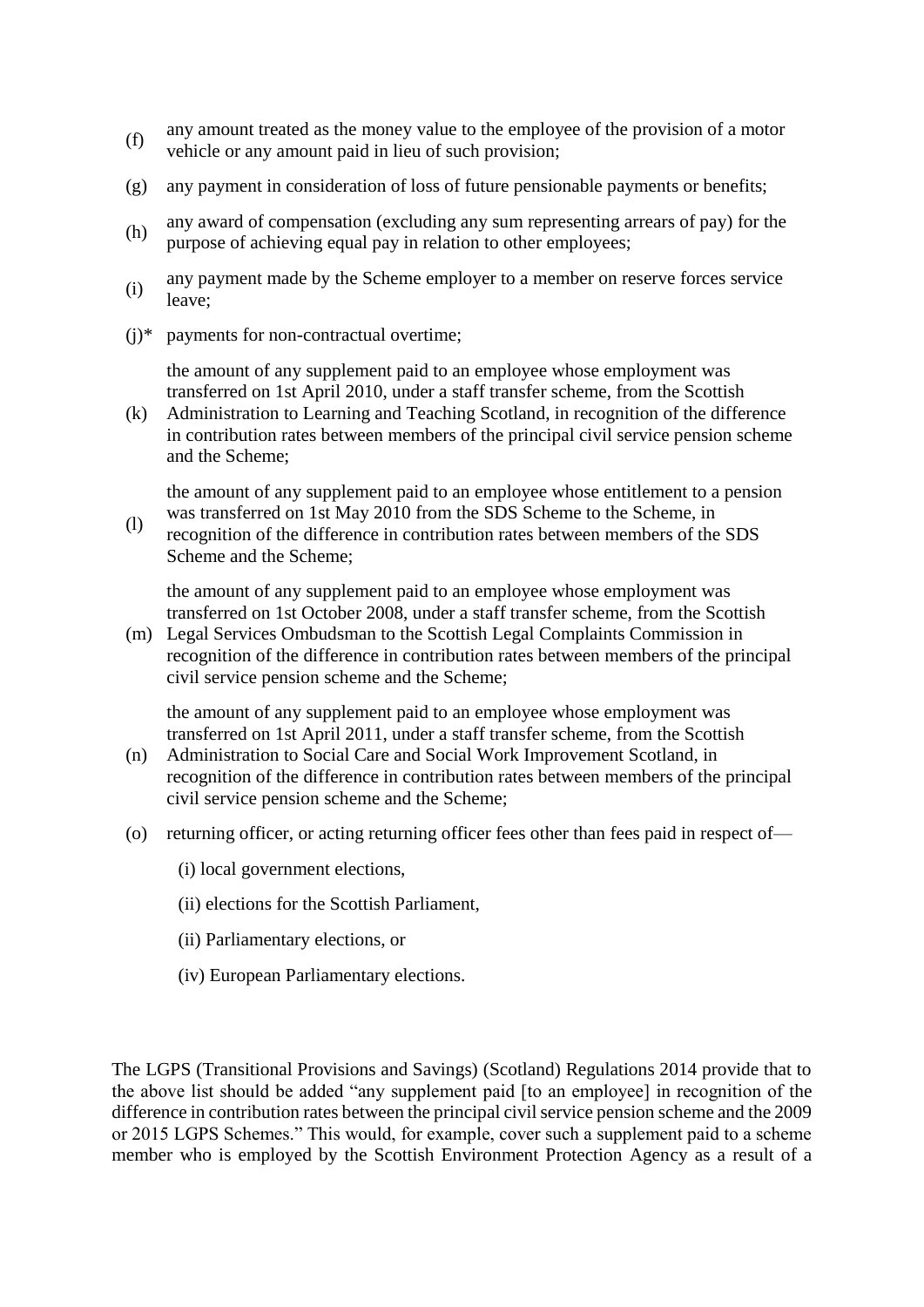(f) any amount treated as the money value to the employee of the provision of a motor vehicle or any amount paid in lieu of such provision;

(g) any payment in consideration of loss of future pensionable payments or benefits;

(h) any award of compensation (excluding any sum representing arrears of pay) for the purpose of achieving equal pay in relation to other employees;

(i) any payment made by the Scheme employer to a member on reserve forces service leave;

(j)* payments for non-contractual overtime;

(k) the amount of any supplement paid to an employee whose employment was transferred on 1st April 2010, under a staff transfer scheme, from the Scottish Administration to Learning and Teaching Scotland, in recognition of the difference in contribution rates between members of the principal civil service pension scheme and the Scheme;

(l) the amount of any supplement paid to an employee whose entitlement to a pension was transferred on 1st May 2010 from the SDS Scheme to the Scheme, in recognition of the difference in contribution rates between members of the SDS Scheme and the Scheme;

(m) the amount of any supplement paid to an employee whose employment was transferred on 1st October 2008, under a staff transfer scheme, from the Scottish Legal Services Ombudsman to the Scottish Legal Complaints Commission in recognition of the difference in contribution rates between members of the principal civil service pension scheme and the Scheme;

(n) the amount of any supplement paid to an employee whose employment was transferred on 1st April 2011, under a staff transfer scheme, from the Scottish Administration to Social Care and Social Work Improvement Scotland, in recognition of the difference in contribution rates between members of the principal civil service pension scheme and the Scheme;

(o) returning officer, or acting returning officer fees other than fees paid in respect of—

(i) local government elections,

(ii) elections for the Scottish Parliament,

(ii) Parliamentary elections, or

(iv) European Parliamentary elections.

The LGPS (Transitional Provisions and Savings) (Scotland) Regulations 2014 provide that to the above list should be added "any supplement paid [to an employee] in recognition of the difference in contribution rates between the principal civil service pension scheme and the 2009 or 2015 LGPS Schemes." This would, for example, cover such a supplement paid to a scheme member who is employed by the Scottish Environment Protection Agency as a result of a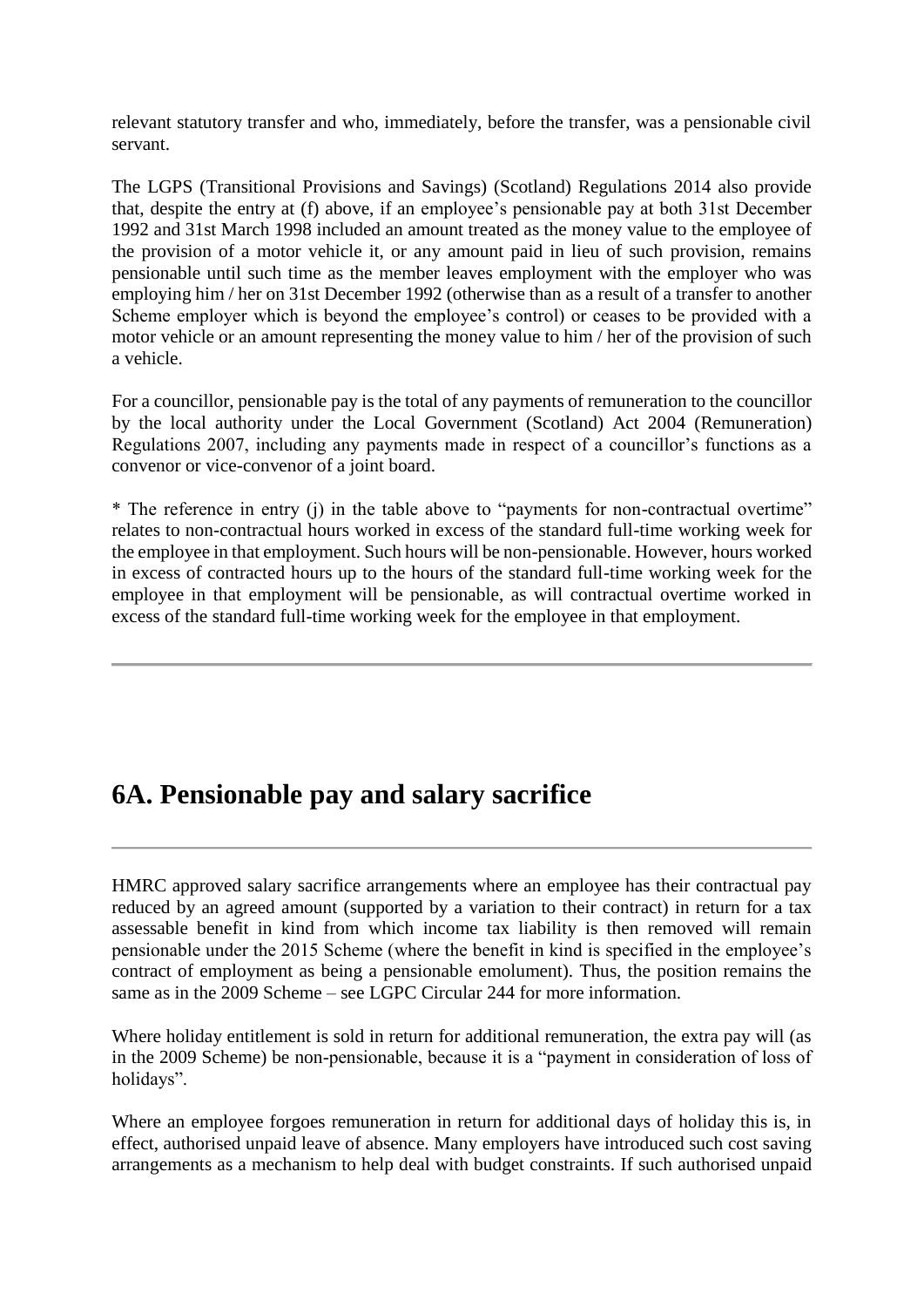relevant statutory transfer and who, immediately, before the transfer, was a pensionable civil servant.

The LGPS (Transitional Provisions and Savings) (Scotland) Regulations 2014 also provide that, despite the entry at (f) above, if an employee's pensionable pay at both 31st December 1992 and 31st March 1998 included an amount treated as the money value to the employee of the provision of a motor vehicle it, or any amount paid in lieu of such provision, remains pensionable until such time as the member leaves employment with the employer who was employing him / her on 31st December 1992 (otherwise than as a result of a transfer to another Scheme employer which is beyond the employee's control) or ceases to be provided with a motor vehicle or an amount representing the money value to him / her of the provision of such a vehicle.

For a councillor, pensionable pay is the total of any payments of remuneration to the councillor by the local authority under the Local Government (Scotland) Act 2004 (Remuneration) Regulations 2007, including any payments made in respect of a councillor's functions as a convenor or vice-convenor of a joint board.

* The reference in entry (j) in the table above to "payments for non-contractual overtime" relates to non-contractual hours worked in excess of the standard full-time working week for the employee in that employment. Such hours will be non-pensionable. However, hours worked in excess of contracted hours up to the hours of the standard full-time working week for the employee in that employment will be pensionable, as will contractual overtime worked in excess of the standard full-time working week for the employee in that employment.

---

# 6A. Pensionable pay and salary sacrifice

---

HMRC approved salary sacrifice arrangements where an employee has their contractual pay reduced by an agreed amount (supported by a variation to their contract) in return for a tax assessable benefit in kind from which income tax liability is then removed will remain pensionable under the 2015 Scheme (where the benefit in kind is specified in the employee's contract of employment as being a pensionable emolument). Thus, the position remains the same as in the 2009 Scheme – see LGPC Circular 244 for more information.

Where holiday entitlement is sold in return for additional remuneration, the extra pay will (as in the 2009 Scheme) be non-pensionable, because it is a "payment in consideration of loss of holidays".

Where an employee forgoes remuneration in return for additional days of holiday this is, in effect, authorised unpaid leave of absence. Many employers have introduced such cost saving arrangements as a mechanism to help deal with budget constraints. If such authorised unpaid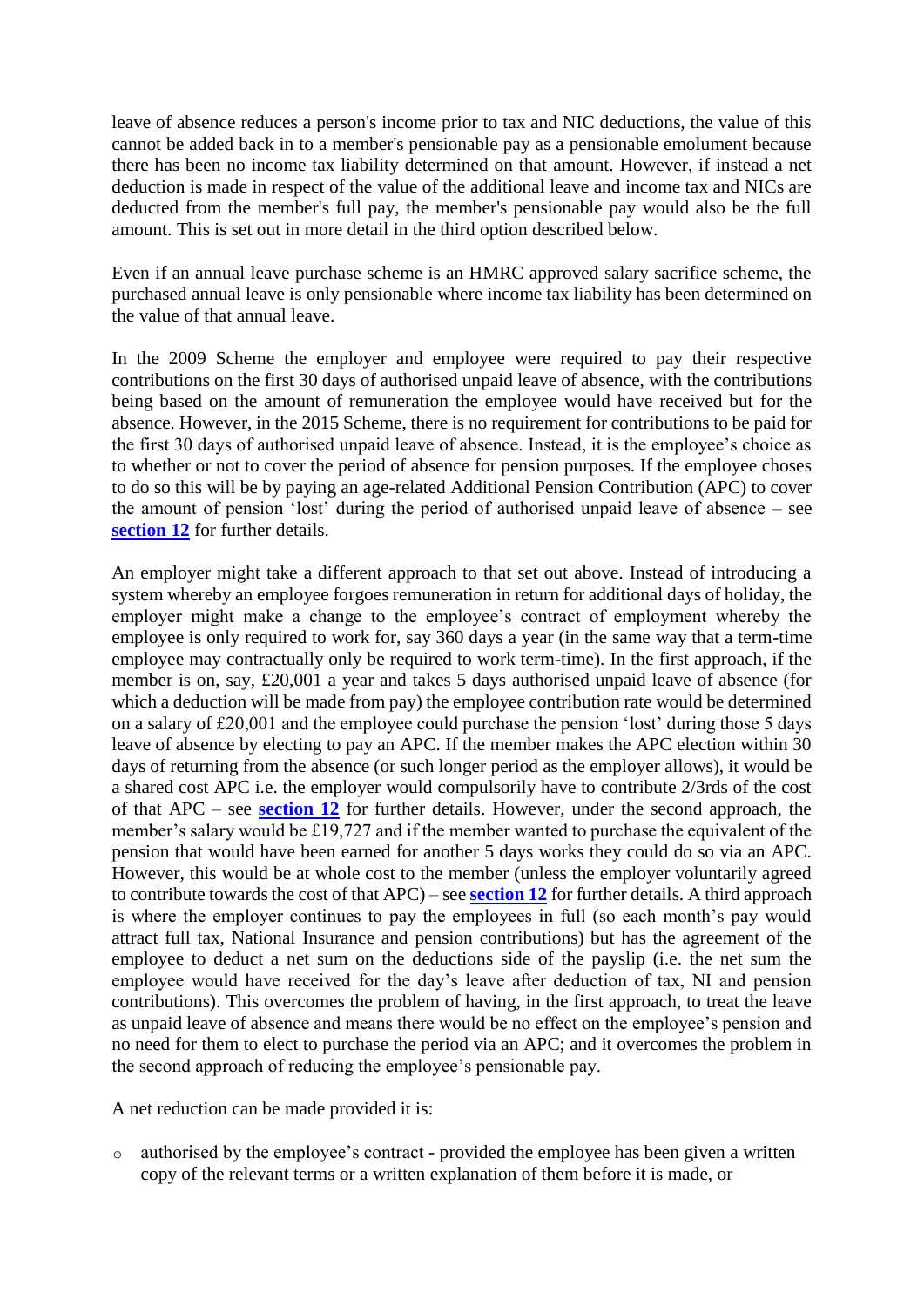leave of absence reduces a person's income prior to tax and NIC deductions, the value of this cannot be added back in to a member's pensionable pay as a pensionable emolument because there has been no income tax liability determined on that amount. However, if instead a net deduction is made in respect of the value of the additional leave and income tax and NICs are deducted from the member's full pay, the member's pensionable pay would also be the full amount. This is set out in more detail in the third option described below.

Even if an annual leave purchase scheme is an HMRC approved salary sacrifice scheme, the purchased annual leave is only pensionable where income tax liability has been determined on the value of that annual leave.

In the 2009 Scheme the employer and employee were required to pay their respective contributions on the first 30 days of authorised unpaid leave of absence, with the contributions being based on the amount of remuneration the employee would have received but for the absence. However, in the 2015 Scheme, there is no requirement for contributions to be paid for the first 30 days of authorised unpaid leave of absence. Instead, it is the employee's choice as to whether or not to cover the period of absence for pension purposes. If the employee choses to do so this will be by paying an age-related Additional Pension Contribution (APC) to cover the amount of pension 'lost' during the period of authorised unpaid leave of absence – see **section 12** for further details.

An employer might take a different approach to that set out above. Instead of introducing a system whereby an employee forgoes remuneration in return for additional days of holiday, the employer might make a change to the employee's contract of employment whereby the employee is only required to work for, say 360 days a year (in the same way that a term-time employee may contractually only be required to work term-time). In the first approach, if the member is on, say, £20,001 a year and takes 5 days authorised unpaid leave of absence (for which a deduction will be made from pay) the employee contribution rate would be determined on a salary of £20,001 and the employee could purchase the pension 'lost' during those 5 days leave of absence by electing to pay an APC. If the member makes the APC election within 30 days of returning from the absence (or such longer period as the employer allows), it would be a shared cost APC i.e. the employer would compulsorily have to contribute 2/3rds of the cost of that APC – see **section 12** for further details. However, under the second approach, the member's salary would be £19,727 and if the member wanted to purchase the equivalent of the pension that would have been earned for another 5 days works they could do so via an APC. However, this would be at whole cost to the member (unless the employer voluntarily agreed to contribute towards the cost of that APC) – see **section 12** for further details. A third approach is where the employer continues to pay the employees in full (so each month's pay would attract full tax, National Insurance and pension contributions) but has the agreement of the employee to deduct a net sum on the deductions side of the payslip (i.e. the net sum the employee would have received for the day's leave after deduction of tax, NI and pension contributions). This overcomes the problem of having, in the first approach, to treat the leave as unpaid leave of absence and means there would be no effect on the employee's pension and no need for them to elect to purchase the period via an APC; and it overcomes the problem in the second approach of reducing the employee's pensionable pay.

A net reduction can be made provided it is:

- authorised by the employee's contract - provided the employee has been given a written copy of the relevant terms or a written explanation of them before it is made, or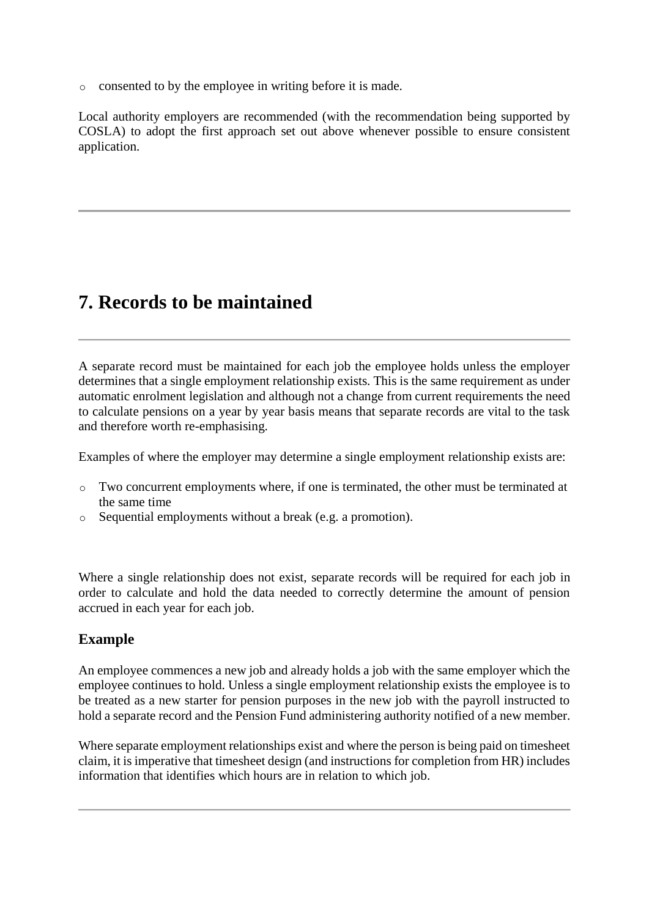- consented to by the employee in writing before it is made.

Local authority employers are recommended (with the recommendation being supported by COSLA) to adopt the first approach set out above whenever possible to ensure consistent application.

---

# 7. Records to be maintained

---

A separate record must be maintained for each job the employee holds unless the employer determines that a single employment relationship exists. This is the same requirement as under automatic enrolment legislation and although not a change from current requirements the need to calculate pensions on a year by year basis means that separate records are vital to the task and therefore worth re-emphasising.

Examples of where the employer may determine a single employment relationship exists are:

- Two concurrent employments where, if one is terminated, the other must be terminated at the same time
- Sequential employments without a break (e.g. a promotion).

Where a single relationship does not exist, separate records will be required for each job in order to calculate and hold the data needed to correctly determine the amount of pension accrued in each year for each job.

### Example

An employee commences a new job and already holds a job with the same employer which the employee continues to hold. Unless a single employment relationship exists the employee is to be treated as a new starter for pension purposes in the new job with the payroll instructed to hold a separate record and the Pension Fund administering authority notified of a new member.

Where separate employment relationships exist and where the person is being paid on timesheet claim, it is imperative that timesheet design (and instructions for completion from HR) includes information that identifies which hours are in relation to which job.

---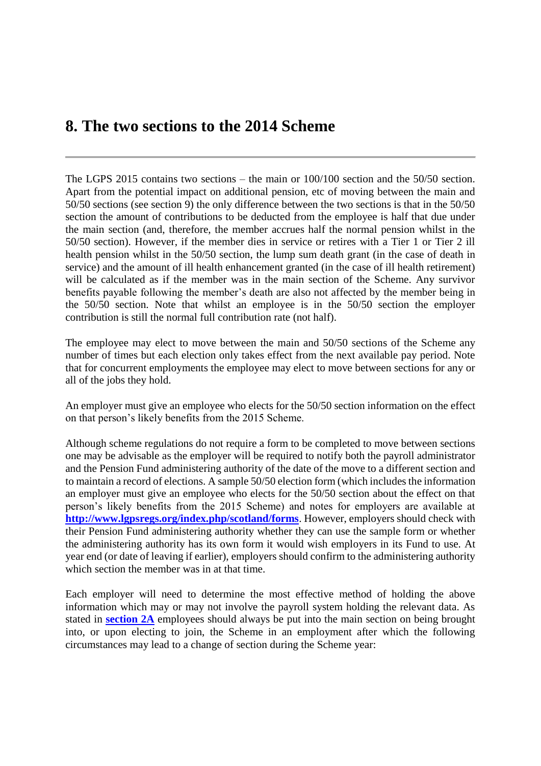# 8. The two sections to the 2014 Scheme

The LGPS 2015 contains two sections – the main or 100/100 section and the 50/50 section. Apart from the potential impact on additional pension, etc of moving between the main and 50/50 sections (see section 9) the only difference between the two sections is that in the 50/50 section the amount of contributions to be deducted from the employee is half that due under the main section (and, therefore, the member accrues half the normal pension whilst in the 50/50 section). However, if the member dies in service or retires with a Tier 1 or Tier 2 ill health pension whilst in the 50/50 section, the lump sum death grant (in the case of death in service) and the amount of ill health enhancement granted (in the case of ill health retirement) will be calculated as if the member was in the main section of the Scheme. Any survivor benefits payable following the member's death are also not affected by the member being in the 50/50 section. Note that whilst an employee is in the 50/50 section the employer contribution is still the normal full contribution rate (not half).

The employee may elect to move between the main and 50/50 sections of the Scheme any number of times but each election only takes effect from the next available pay period. Note that for concurrent employments the employee may elect to move between sections for any or all of the jobs they hold.

An employer must give an employee who elects for the 50/50 section information on the effect on that person's likely benefits from the 2015 Scheme.

Although scheme regulations do not require a form to be completed to move between sections one may be advisable as the employer will be required to notify both the payroll administrator and the Pension Fund administering authority of the date of the move to a different section and to maintain a record of elections. A sample 50/50 election form (which includes the information an employer must give an employee who elects for the 50/50 section about the effect on that person's likely benefits from the 2015 Scheme) and notes for employers are available at **[http://www.lgpsregs.org/index.php/scotland/forms](http://www.lgpsregs.org/index.php/scotland/forms)**. However, employers should check with their Pension Fund administering authority whether they can use the sample form or whether the administering authority has its own form it would wish employers in its Fund to use. At year end (or date of leaving if earlier), employers should confirm to the administering authority which section the member was in at that time.

Each employer will need to determine the most effective method of holding the above information which may or may not involve the payroll system holding the relevant data. As stated in **section 2A** employees should always be put into the main section on being brought into, or upon electing to join, the Scheme in an employment after which the following circumstances may lead to a change of section during the Scheme year: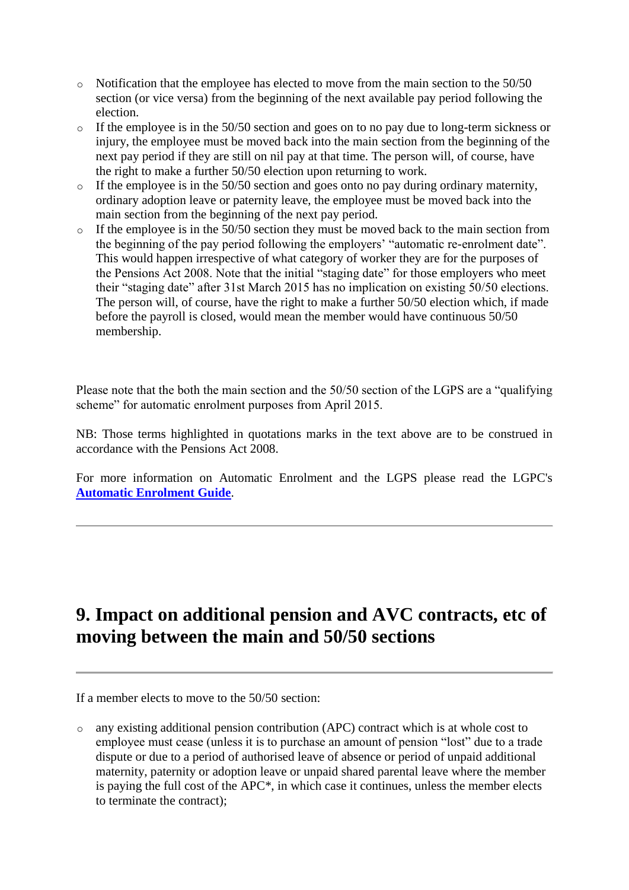- Notification that the employee has elected to move from the main section to the 50/50 section (or vice versa) from the beginning of the next available pay period following the election.
- If the employee is in the 50/50 section and goes on to no pay due to long-term sickness or injury, the employee must be moved back into the main section from the beginning of the next pay period if they are still on nil pay at that time. The person will, of course, have the right to make a further 50/50 election upon returning to work.
- If the employee is in the 50/50 section and goes onto no pay during ordinary maternity, ordinary adoption leave or paternity leave, the employee must be moved back into the main section from the beginning of the next pay period.
- If the employee is in the 50/50 section they must be moved back to the main section from the beginning of the pay period following the employers' "automatic re-enrolment date". This would happen irrespective of what category of worker they are for the purposes of the Pensions Act 2008. Note that the initial "staging date" for those employers who meet their "staging date" after 31st March 2015 has no implication on existing 50/50 elections. The person will, of course, have the right to make a further 50/50 election which, if made before the payroll is closed, would mean the member would have continuous 50/50 membership.

Please note that the both the main section and the 50/50 section of the LGPS are a "qualifying scheme" for automatic enrolment purposes from April 2015.

NB: Those terms highlighted in quotations marks in the text above are to be construed in accordance with the Pensions Act 2008.

For more information on Automatic Enrolment and the LGPS please read the LGPC's **Automatic Enrolment Guide**.

---

## 9. Impact on additional pension and AVC contracts, etc of moving between the main and 50/50 sections

---

If a member elects to move to the 50/50 section:

- any existing additional pension contribution (APC) contract which is at whole cost to employee must cease (unless it is to purchase an amount of pension "lost" due to a trade dispute or due to a period of authorised leave of absence or period of unpaid additional maternity, paternity or adoption leave or unpaid shared parental leave where the member is paying the full cost of the APC*, in which case it continues, unless the member elects to terminate the contract);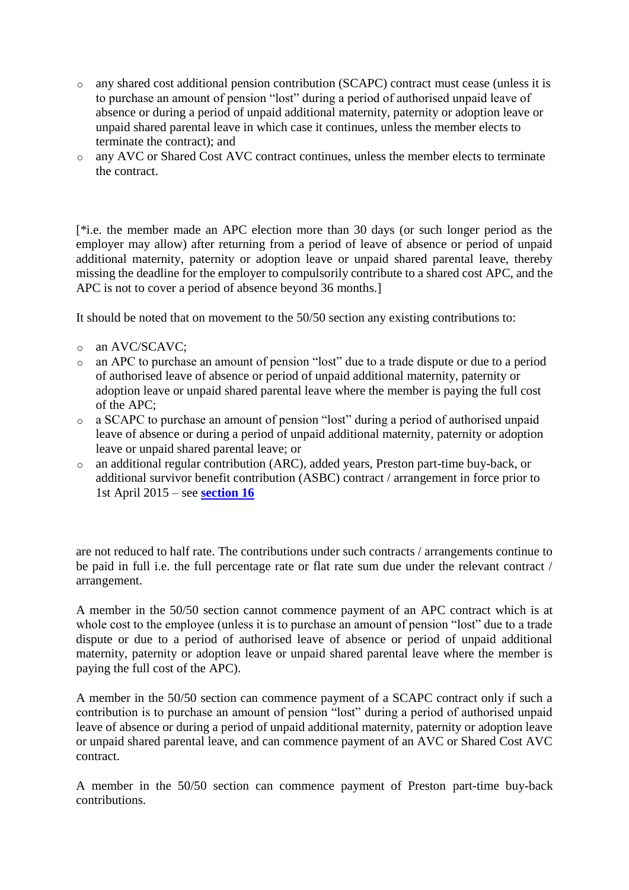- any shared cost additional pension contribution (SCAPC) contract must cease (unless it is to purchase an amount of pension "lost" during a period of authorised unpaid leave of absence or during a period of unpaid additional maternity, paternity or adoption leave or unpaid shared parental leave in which case it continues, unless the member elects to terminate the contract); and
- any AVC or Shared Cost AVC contract continues, unless the member elects to terminate the contract.

[*i.e. the member made an APC election more than 30 days (or such longer period as the employer may allow) after returning from a period of leave of absence or period of unpaid additional maternity, paternity or adoption leave or unpaid shared parental leave, thereby missing the deadline for the employer to compulsorily contribute to a shared cost APC, and the APC is not to cover a period of absence beyond 36 months.]

It should be noted that on movement to the 50/50 section any existing contributions to:

- an AVC/SCAVC;
- an APC to purchase an amount of pension "lost" due to a trade dispute or due to a period of authorised leave of absence or period of unpaid additional maternity, paternity or adoption leave or unpaid shared parental leave where the member is paying the full cost of the APC;
- a SCAPC to purchase an amount of pension "lost" during a period of authorised unpaid leave of absence or during a period of unpaid additional maternity, paternity or adoption leave or unpaid shared parental leave; or
- an additional regular contribution (ARC), added years, Preston part-time buy-back, or additional survivor benefit contribution (ASBC) contract / arrangement in force prior to 1st April 2015 – see **section 16**

are not reduced to half rate. The contributions under such contracts / arrangements continue to be paid in full i.e. the full percentage rate or flat rate sum due under the relevant contract / arrangement.

A member in the 50/50 section cannot commence payment of an APC contract which is at whole cost to the employee (unless it is to purchase an amount of pension "lost" due to a trade dispute or due to a period of authorised leave of absence or period of unpaid additional maternity, paternity or adoption leave or unpaid shared parental leave where the member is paying the full cost of the APC).

A member in the 50/50 section can commence payment of a SCAPC contract only if such a contribution is to purchase an amount of pension "lost" during a period of authorised unpaid leave of absence or during a period of unpaid additional maternity, paternity or adoption leave or unpaid shared parental leave, and can commence payment of an AVC or Shared Cost AVC contract.

A member in the 50/50 section can commence payment of Preston part-time buy-back contributions.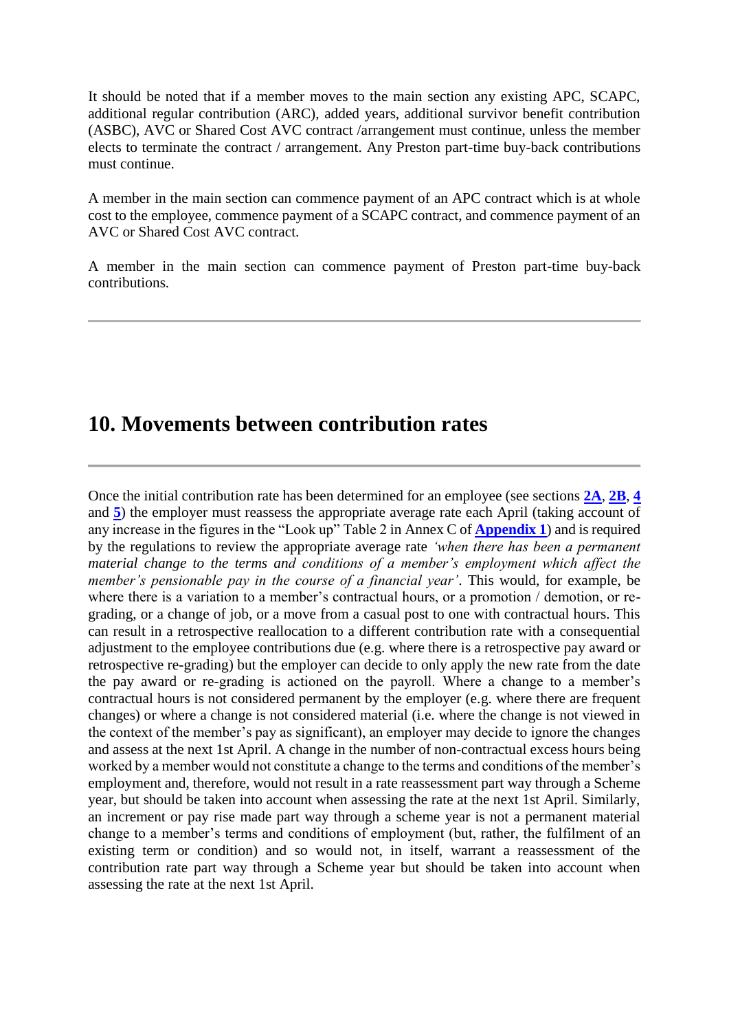It should be noted that if a member moves to the main section any existing APC, SCAPC, additional regular contribution (ARC), added years, additional survivor benefit contribution (ASBC), AVC or Shared Cost AVC contract /arrangement must continue, unless the member elects to terminate the contract / arrangement. Any Preston part-time buy-back contributions must continue.

A member in the main section can commence payment of an APC contract which is at whole cost to the employee, commence payment of a SCAPC contract, and commence payment of an AVC or Shared Cost AVC contract.

A member in the main section can commence payment of Preston part-time buy-back contributions.

---

## 10. Movements between contribution rates

---

Once the initial contribution rate has been determined for an employee (see sections **2A**, **2B**, **4** and **5**) the employer must reassess the appropriate average rate each April (taking account of any increase in the figures in the "Look up" Table 2 in Annex C of **Appendix 1**) and is required by the regulations to review the appropriate average rate *'when there has been a permanent material change to the terms and conditions of a member's employment which affect the member's pensionable pay in the course of a financial year'*. This would, for example, be where there is a variation to a member's contractual hours, or a promotion / demotion, or re-grading, or a change of job, or a move from a casual post to one with contractual hours. This can result in a retrospective reallocation to a different contribution rate with a consequential adjustment to the employee contributions due (e.g. where there is a retrospective pay award or retrospective re-grading) but the employer can decide to only apply the new rate from the date the pay award or re-grading is actioned on the payroll. Where a change to a member's contractual hours is not considered permanent by the employer (e.g. where there are frequent changes) or where a change is not considered material (i.e. where the change is not viewed in the context of the member's pay as significant), an employer may decide to ignore the changes and assess at the next 1st April. A change in the number of non-contractual excess hours being worked by a member would not constitute a change to the terms and conditions of the member's employment and, therefore, would not result in a rate reassessment part way through a Scheme year, but should be taken into account when assessing the rate at the next 1st April. Similarly, an increment or pay rise made part way through a scheme year is not a permanent material change to a member's terms and conditions of employment (but, rather, the fulfilment of an existing term or condition) and so would not, in itself, warrant a reassessment of the contribution rate part way through a Scheme year but should be taken into account when assessing the rate at the next 1st April.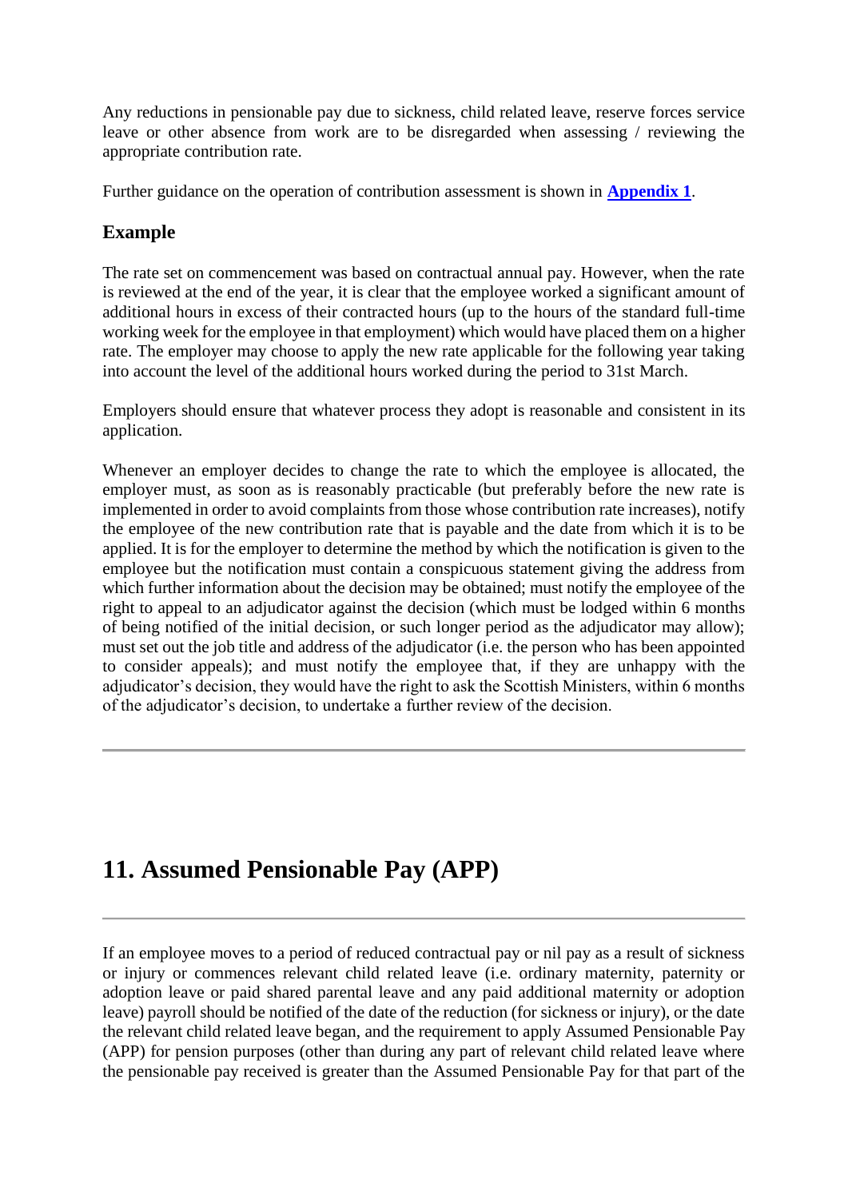Any reductions in pensionable pay due to sickness, child related leave, reserve forces service leave or other absence from work are to be disregarded when assessing / reviewing the appropriate contribution rate.

Further guidance on the operation of contribution assessment is shown in **Appendix 1**.

### Example

The rate set on commencement was based on contractual annual pay. However, when the rate is reviewed at the end of the year, it is clear that the employee worked a significant amount of additional hours in excess of their contracted hours (up to the hours of the standard full-time working week for the employee in that employment) which would have placed them on a higher rate. The employer may choose to apply the new rate applicable for the following year taking into account the level of the additional hours worked during the period to 31st March.

Employers should ensure that whatever process they adopt is reasonable and consistent in its application.

Whenever an employer decides to change the rate to which the employee is allocated, the employer must, as soon as is reasonably practicable (but preferably before the new rate is implemented in order to avoid complaints from those whose contribution rate increases), notify the employee of the new contribution rate that is payable and the date from which it is to be applied. It is for the employer to determine the method by which the notification is given to the employee but the notification must contain a conspicuous statement giving the address from which further information about the decision may be obtained; must notify the employee of the right to appeal to an adjudicator against the decision (which must be lodged within 6 months of being notified of the initial decision, or such longer period as the adjudicator may allow); must set out the job title and address of the adjudicator (i.e. the person who has been appointed to consider appeals); and must notify the employee that, if they are unhappy with the adjudicator's decision, they would have the right to ask the Scottish Ministers, within 6 months of the adjudicator's decision, to undertake a further review of the decision.

---

## 11. Assumed Pensionable Pay (APP)

---

If an employee moves to a period of reduced contractual pay or nil pay as a result of sickness or injury or commences relevant child related leave (i.e. ordinary maternity, paternity or adoption leave or paid shared parental leave and any paid additional maternity or adoption leave) payroll should be notified of the date of the reduction (for sickness or injury), or the date the relevant child related leave began, and the requirement to apply Assumed Pensionable Pay (APP) for pension purposes (other than during any part of relevant child related leave where the pensionable pay received is greater than the Assumed Pensionable Pay for that part of the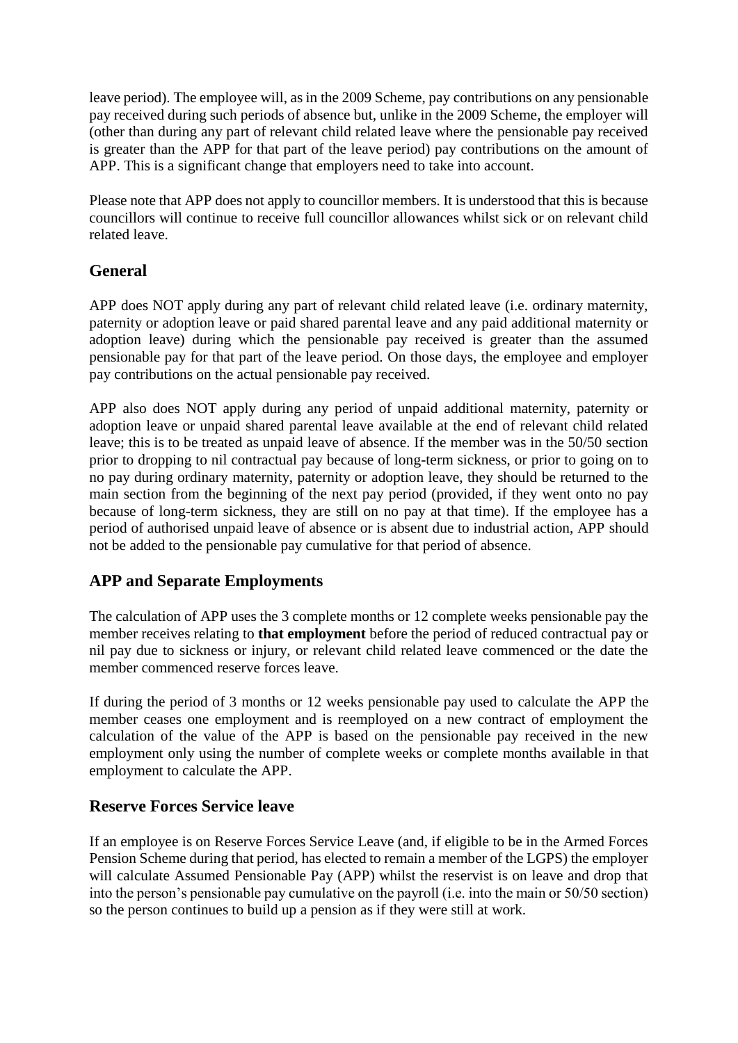leave period). The employee will, as in the 2009 Scheme, pay contributions on any pensionable pay received during such periods of absence but, unlike in the 2009 Scheme, the employer will (other than during any part of relevant child related leave where the pensionable pay received is greater than the APP for that part of the leave period) pay contributions on the amount of APP. This is a significant change that employers need to take into account.

Please note that APP does not apply to councillor members. It is understood that this is because councillors will continue to receive full councillor allowances whilst sick or on relevant child related leave.

## General

APP does NOT apply during any part of relevant child related leave (i.e. ordinary maternity, paternity or adoption leave or paid shared parental leave and any paid additional maternity or adoption leave) during which the pensionable pay received is greater than the assumed pensionable pay for that part of the leave period. On those days, the employee and employer pay contributions on the actual pensionable pay received.

APP also does NOT apply during any period of unpaid additional maternity, paternity or adoption leave or unpaid shared parental leave available at the end of relevant child related leave; this is to be treated as unpaid leave of absence. If the member was in the 50/50 section prior to dropping to nil contractual pay because of long-term sickness, or prior to going on to no pay during ordinary maternity, paternity or adoption leave, they should be returned to the main section from the beginning of the next pay period (provided, if they went onto no pay because of long-term sickness, they are still on no pay at that time). If the employee has a period of authorised unpaid leave of absence or is absent due to industrial action, APP should not be added to the pensionable pay cumulative for that period of absence.

## APP and Separate Employments

The calculation of APP uses the 3 complete months or 12 complete weeks pensionable pay the member receives relating to **that employment** before the period of reduced contractual pay or nil pay due to sickness or injury, or relevant child related leave commenced or the date the member commenced reserve forces leave.

If during the period of 3 months or 12 weeks pensionable pay used to calculate the APP the member ceases one employment and is reemployed on a new contract of employment the calculation of the value of the APP is based on the pensionable pay received in the new employment only using the number of complete weeks or complete months available in that employment to calculate the APP.

## Reserve Forces Service leave

If an employee is on Reserve Forces Service Leave (and, if eligible to be in the Armed Forces Pension Scheme during that period, has elected to remain a member of the LGPS) the employer will calculate Assumed Pensionable Pay (APP) whilst the reservist is on leave and drop that into the person's pensionable pay cumulative on the payroll (i.e. into the main or 50/50 section) so the person continues to build up a pension as if they were still at work.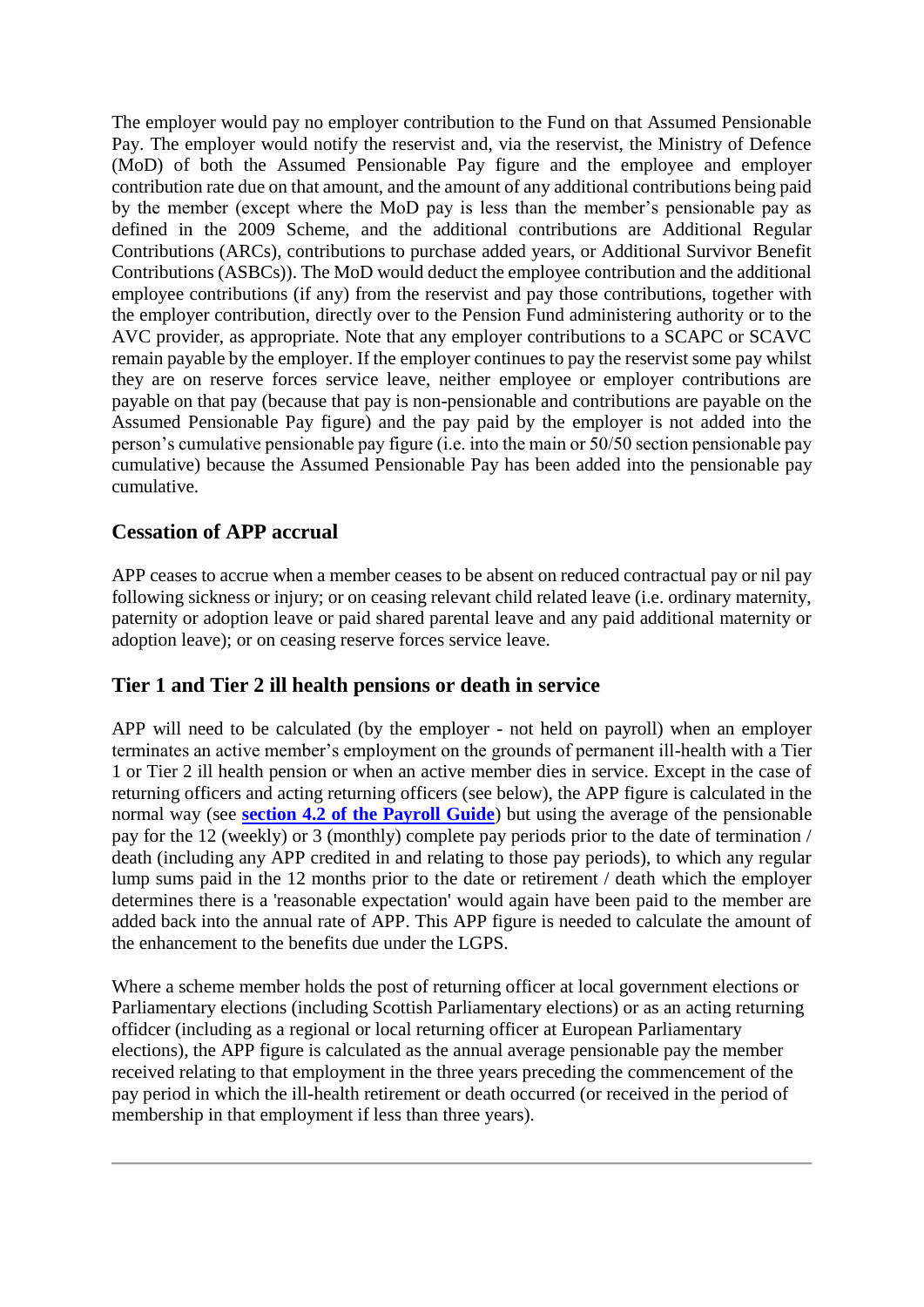The employer would pay no employer contribution to the Fund on that Assumed Pensionable Pay. The employer would notify the reservist and, via the reservist, the Ministry of Defence (MoD) of both the Assumed Pensionable Pay figure and the employee and employer contribution rate due on that amount, and the amount of any additional contributions being paid by the member (except where the MoD pay is less than the member's pensionable pay as defined in the 2009 Scheme, and the additional contributions are Additional Regular Contributions (ARCs), contributions to purchase added years, or Additional Survivor Benefit Contributions (ASBCs)). The MoD would deduct the employee contribution and the additional employee contributions (if any) from the reservist and pay those contributions, together with the employer contribution, directly over to the Pension Fund administering authority or to the AVC provider, as appropriate. Note that any employer contributions to a SCAPC or SCAVC remain payable by the employer. If the employer continues to pay the reservist some pay whilst they are on reserve forces service leave, neither employee or employer contributions are payable on that pay (because that pay is non-pensionable and contributions are payable on the Assumed Pensionable Pay figure) and the pay paid by the employer is not added into the person's cumulative pensionable pay figure (i.e. into the main or 50/50 section pensionable pay cumulative) because the Assumed Pensionable Pay has been added into the pensionable pay cumulative.

## Cessation of APP accrual

APP ceases to accrue when a member ceases to be absent on reduced contractual pay or nil pay following sickness or injury; or on ceasing relevant child related leave (i.e. ordinary maternity, paternity or adoption leave or paid shared parental leave and any paid additional maternity or adoption leave); or on ceasing reserve forces service leave.

## Tier 1 and Tier 2 ill health pensions or death in service

APP will need to be calculated (by the employer - not held on payroll) when an employer terminates an active member's employment on the grounds of permanent ill-health with a Tier 1 or Tier 2 ill health pension or when an active member dies in service. Except in the case of returning officers and acting returning officers (see below), the APP figure is calculated in the normal way (see **section 4.2 of the Payroll Guide**) but using the average of the pensionable pay for the 12 (weekly) or 3 (monthly) complete pay periods prior to the date of termination / death (including any APP credited in and relating to those pay periods), to which any regular lump sums paid in the 12 months prior to the date or retirement / death which the employer determines there is a 'reasonable expectation' would again have been paid to the member are added back into the annual rate of APP. This APP figure is needed to calculate the amount of the enhancement to the benefits due under the LGPS.

Where a scheme member holds the post of returning officer at local government elections or Parliamentary elections (including Scottish Parliamentary elections) or as an acting returning offidcer (including as a regional or local returning officer at European Parliamentary elections), the APP figure is calculated as the annual average pensionable pay the member received relating to that employment in the three years preceding the commencement of the pay period in which the ill-health retirement or death occurred (or received in the period of membership in that employment if less than three years).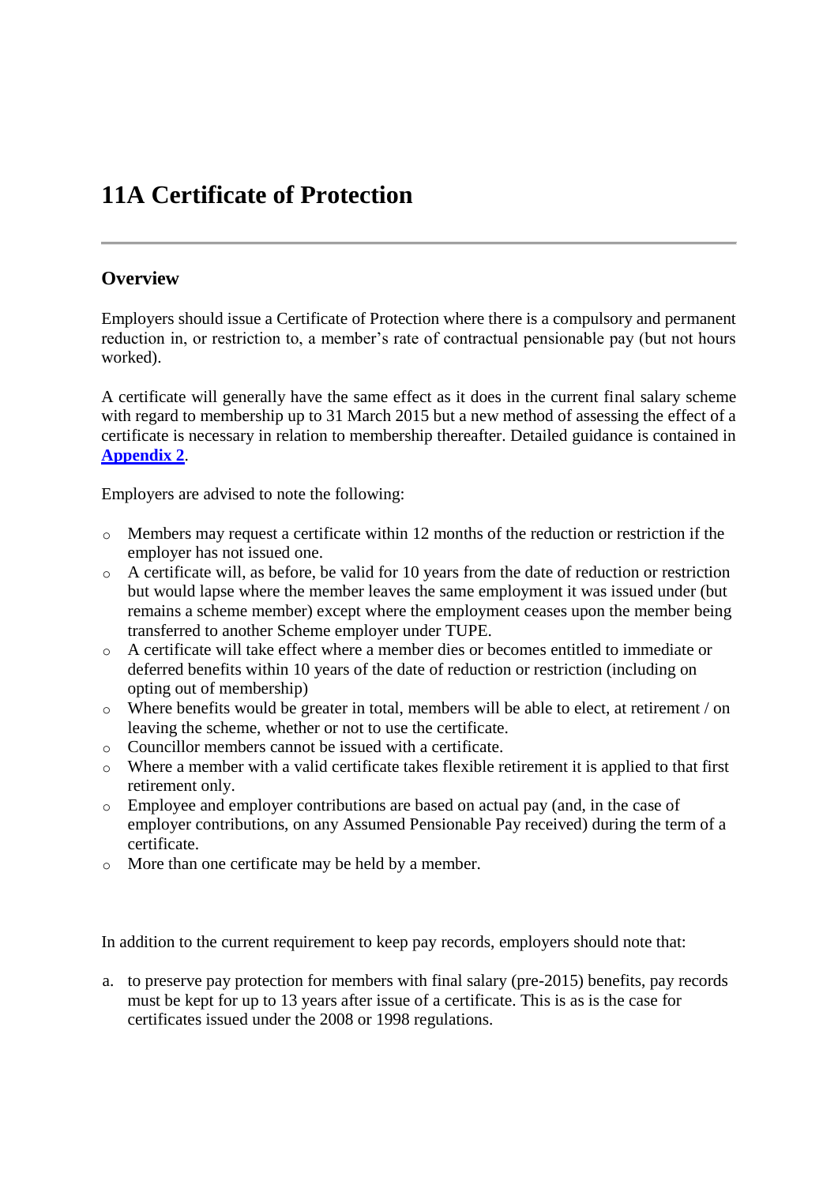# 11A Certificate of Protection

---

## Overview

Employers should issue a Certificate of Protection where there is a compulsory and permanent reduction in, or restriction to, a member's rate of contractual pensionable pay (but not hours worked).

A certificate will generally have the same effect as it does in the current final salary scheme with regard to membership up to 31 March 2015 but a new method of assessing the effect of a certificate is necessary in relation to membership thereafter. Detailed guidance is contained in **Appendix 2**.

Employers are advised to note the following:

- Members may request a certificate within 12 months of the reduction or restriction if the employer has not issued one.
- A certificate will, as before, be valid for 10 years from the date of reduction or restriction but would lapse where the member leaves the same employment it was issued under (but remains a scheme member) except where the employment ceases upon the member being transferred to another Scheme employer under TUPE.
- A certificate will take effect where a member dies or becomes entitled to immediate or deferred benefits within 10 years of the date of reduction or restriction (including on opting out of membership)
- Where benefits would be greater in total, members will be able to elect, at retirement / on leaving the scheme, whether or not to use the certificate.
- Councillor members cannot be issued with a certificate.
- Where a member with a valid certificate takes flexible retirement it is applied to that first retirement only.
- Employee and employer contributions are based on actual pay (and, in the case of employer contributions, on any Assumed Pensionable Pay received) during the term of a certificate.
- More than one certificate may be held by a member.

In addition to the current requirement to keep pay records, employers should note that:

a. to preserve pay protection for members with final salary (pre-2015) benefits, pay records must be kept for up to 13 years after issue of a certificate. This is as is the case for certificates issued under the 2008 or 1998 regulations.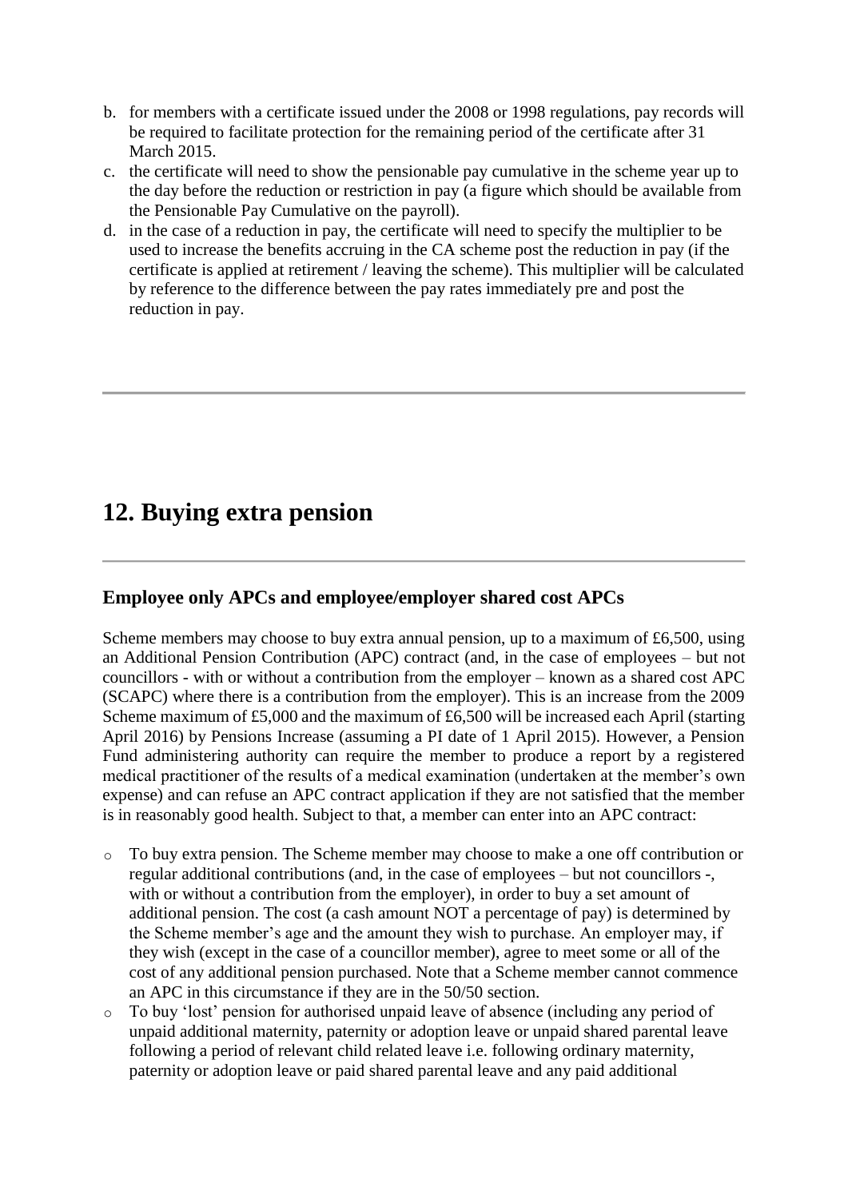b. for members with a certificate issued under the 2008 or 1998 regulations, pay records will be required to facilitate protection for the remaining period of the certificate after 31 March 2015.
c. the certificate will need to show the pensionable pay cumulative in the scheme year up to the day before the reduction or restriction in pay (a figure which should be available from the Pensionable Pay Cumulative on the payroll).
d. in the case of a reduction in pay, the certificate will need to specify the multiplier to be used to increase the benefits accruing in the CA scheme post the reduction in pay (if the certificate is applied at retirement / leaving the scheme). This multiplier will be calculated by reference to the difference between the pay rates immediately pre and post the reduction in pay.

---

## 12. Buying extra pension

---

### Employee only APCs and employee/employer shared cost APCs

Scheme members may choose to buy extra annual pension, up to a maximum of £6,500, using an Additional Pension Contribution (APC) contract (and, in the case of employees – but not councillors - with or without a contribution from the employer – known as a shared cost APC (SCAPC) where there is a contribution from the employer). This is an increase from the 2009 Scheme maximum of £5,000 and the maximum of £6,500 will be increased each April (starting April 2016) by Pensions Increase (assuming a PI date of 1 April 2015). However, a Pension Fund administering authority can require the member to produce a report by a registered medical practitioner of the results of a medical examination (undertaken at the member's own expense) and can refuse an APC contract application if they are not satisfied that the member is in reasonably good health. Subject to that, a member can enter into an APC contract:

- To buy extra pension. The Scheme member may choose to make a one off contribution or regular additional contributions (and, in the case of employees – but not councillors -, with or without a contribution from the employer), in order to buy a set amount of additional pension. The cost (a cash amount NOT a percentage of pay) is determined by the Scheme member's age and the amount they wish to purchase. An employer may, if they wish (except in the case of a councillor member), agree to meet some or all of the cost of any additional pension purchased. Note that a Scheme member cannot commence an APC in this circumstance if they are in the 50/50 section.
- To buy 'lost' pension for authorised unpaid leave of absence (including any period of unpaid additional maternity, paternity or adoption leave or unpaid shared parental leave following a period of relevant child related leave i.e. following ordinary maternity, paternity or adoption leave or paid shared parental leave and any paid additional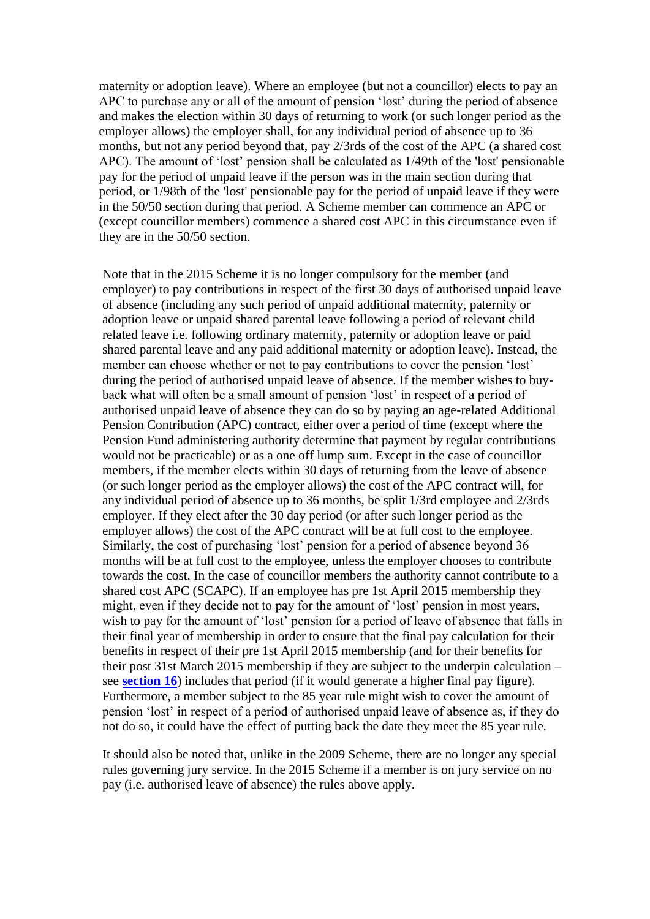maternity or adoption leave). Where an employee (but not a councillor) elects to pay an APC to purchase any or all of the amount of pension 'lost' during the period of absence and makes the election within 30 days of returning to work (or such longer period as the employer allows) the employer shall, for any individual period of absence up to 36 months, but not any period beyond that, pay 2/3rds of the cost of the APC (a shared cost APC). The amount of 'lost' pension shall be calculated as 1/49th of the 'lost' pensionable pay for the period of unpaid leave if the person was in the main section during that period, or 1/98th of the 'lost' pensionable pay for the period of unpaid leave if they were in the 50/50 section during that period. A Scheme member can commence an APC or (except councillor members) commence a shared cost APC in this circumstance even if they are in the 50/50 section.

Note that in the 2015 Scheme it is no longer compulsory for the member (and employer) to pay contributions in respect of the first 30 days of authorised unpaid leave of absence (including any such period of unpaid additional maternity, paternity or adoption leave or unpaid shared parental leave following a period of relevant child related leave i.e. following ordinary maternity, paternity or adoption leave or paid shared parental leave and any paid additional maternity or adoption leave). Instead, the member can choose whether or not to pay contributions to cover the pension 'lost' during the period of authorised unpaid leave of absence. If the member wishes to buy-back what will often be a small amount of pension 'lost' in respect of a period of authorised unpaid leave of absence they can do so by paying an age-related Additional Pension Contribution (APC) contract, either over a period of time (except where the Pension Fund administering authority determine that payment by regular contributions would not be practicable) or as a one off lump sum. Except in the case of councillor members, if the member elects within 30 days of returning from the leave of absence (or such longer period as the employer allows) the cost of the APC contract will, for any individual period of absence up to 36 months, be split 1/3rd employee and 2/3rds employer. If they elect after the 30 day period (or after such longer period as the employer allows) the cost of the APC contract will be at full cost to the employee. Similarly, the cost of purchasing 'lost' pension for a period of absence beyond 36 months will be at full cost to the employee, unless the employer chooses to contribute towards the cost. In the case of councillor members the authority cannot contribute to a shared cost APC (SCAPC). If an employee has pre 1st April 2015 membership they might, even if they decide not to pay for the amount of 'lost' pension in most years, wish to pay for the amount of 'lost' pension for a period of leave of absence that falls in their final year of membership in order to ensure that the final pay calculation for their benefits in respect of their pre 1st April 2015 membership (and for their benefits for their post 31st March 2015 membership if they are subject to the underpin calculation – see **section 16**) includes that period (if it would generate a higher final pay figure). Furthermore, a member subject to the 85 year rule might wish to cover the amount of pension 'lost' in respect of a period of authorised unpaid leave of absence as, if they do not do so, it could have the effect of putting back the date they meet the 85 year rule.

It should also be noted that, unlike in the 2009 Scheme, there are no longer any special rules governing jury service. In the 2015 Scheme if a member is on jury service on no pay (i.e. authorised leave of absence) the rules above apply.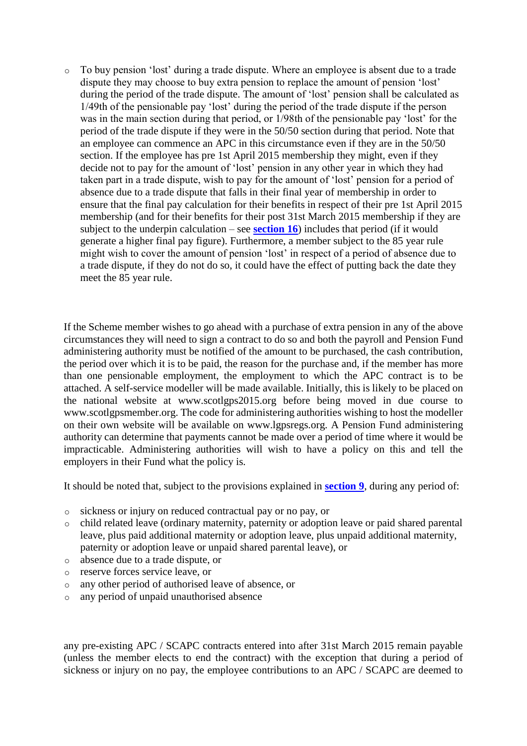- To buy pension 'lost' during a trade dispute. Where an employee is absent due to a trade dispute they may choose to buy extra pension to replace the amount of pension 'lost' during the period of the trade dispute. The amount of 'lost' pension shall be calculated as 1/49th of the pensionable pay 'lost' during the period of the trade dispute if the person was in the main section during that period, or 1/98th of the pensionable pay 'lost' for the period of the trade dispute if they were in the 50/50 section during that period. Note that an employee can commence an APC in this circumstance even if they are in the 50/50 section. If the employee has pre 1st April 2015 membership they might, even if they decide not to pay for the amount of 'lost' pension in any other year in which they had taken part in a trade dispute, wish to pay for the amount of 'lost' pension for a period of absence due to a trade dispute that falls in their final year of membership in order to ensure that the final pay calculation for their benefits in respect of their pre 1st April 2015 membership (and for their benefits for their post 31st March 2015 membership if they are subject to the underpin calculation – see **section 16**) includes that period (if it would generate a higher final pay figure). Furthermore, a member subject to the 85 year rule might wish to cover the amount of pension 'lost' in respect of a period of absence due to a trade dispute, if they do not do so, it could have the effect of putting back the date they meet the 85 year rule.

If the Scheme member wishes to go ahead with a purchase of extra pension in any of the above circumstances they will need to sign a contract to do so and both the payroll and Pension Fund administering authority must be notified of the amount to be purchased, the cash contribution, the period over which it is to be paid, the reason for the purchase and, if the member has more than one pensionable employment, the employment to which the APC contract is to be attached. A self-service modeller will be made available. Initially, this is likely to be placed on the national website at www.scotlgps2015.org before being moved in due course to www.scotlgpsmember.org. The code for administering authorities wishing to host the modeller on their own website will be available on www.lgpsregs.org. A Pension Fund administering authority can determine that payments cannot be made over a period of time where it would be impracticable. Administering authorities will wish to have a policy on this and tell the employers in their Fund what the policy is.

It should be noted that, subject to the provisions explained in **section 9**, during any period of:

- sickness or injury on reduced contractual pay or no pay, or
- child related leave (ordinary maternity, paternity or adoption leave or paid shared parental leave, plus paid additional maternity or adoption leave, plus unpaid additional maternity, paternity or adoption leave or unpaid shared parental leave), or
- absence due to a trade dispute, or
- reserve forces service leave, or
- any other period of authorised leave of absence, or
- any period of unpaid unauthorised absence

any pre-existing APC / SCAPC contracts entered into after 31st March 2015 remain payable (unless the member elects to end the contract) with the exception that during a period of sickness or injury on no pay, the employee contributions to an APC / SCAPC are deemed to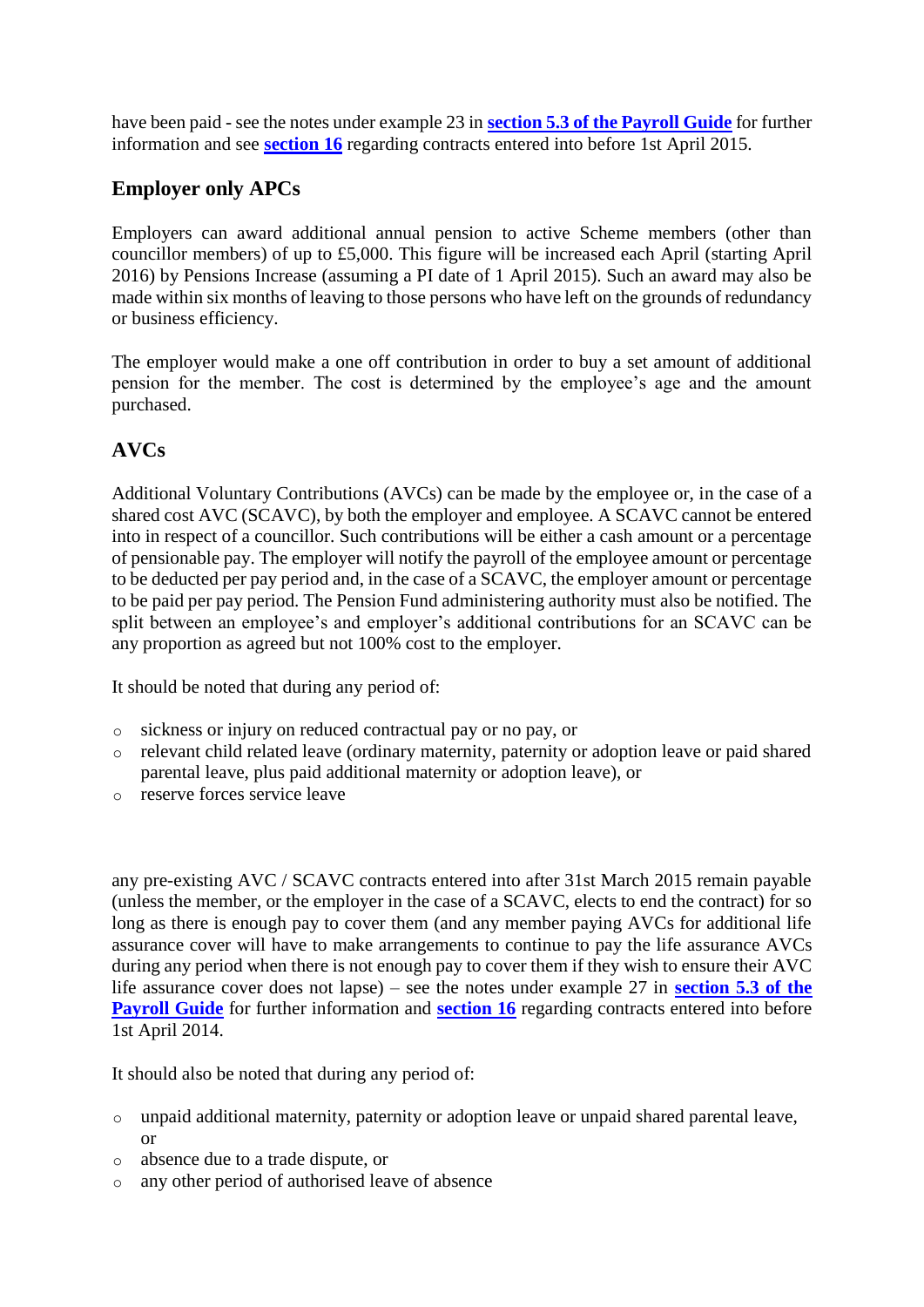have been paid - see the notes under example 23 in **section 5.3 of the Payroll Guide** for further information and see **section 16** regarding contracts entered into before 1st April 2015.

## Employer only APCs

Employers can award additional annual pension to active Scheme members (other than councillor members) of up to £5,000. This figure will be increased each April (starting April 2016) by Pensions Increase (assuming a PI date of 1 April 2015). Such an award may also be made within six months of leaving to those persons who have left on the grounds of redundancy or business efficiency.

The employer would make a one off contribution in order to buy a set amount of additional pension for the member. The cost is determined by the employee's age and the amount purchased.

## AVCs

Additional Voluntary Contributions (AVCs) can be made by the employee or, in the case of a shared cost AVC (SCAVC), by both the employer and employee. A SCAVC cannot be entered into in respect of a councillor. Such contributions will be either a cash amount or a percentage of pensionable pay. The employer will notify the payroll of the employee amount or percentage to be deducted per pay period and, in the case of a SCAVC, the employer amount or percentage to be paid per pay period. The Pension Fund administering authority must also be notified. The split between an employee's and employer's additional contributions for an SCAVC can be any proportion as agreed but not 100% cost to the employer.

It should be noted that during any period of:

- sickness or injury on reduced contractual pay or no pay, or
- relevant child related leave (ordinary maternity, paternity or adoption leave or paid shared parental leave, plus paid additional maternity or adoption leave), or
- reserve forces service leave

any pre-existing AVC / SCAVC contracts entered into after 31st March 2015 remain payable (unless the member, or the employer in the case of a SCAVC, elects to end the contract) for so long as there is enough pay to cover them (and any member paying AVCs for additional life assurance cover will have to make arrangements to continue to pay the life assurance AVCs during any period when there is not enough pay to cover them if they wish to ensure their AVC life assurance cover does not lapse) – see the notes under example 27 in **section 5.3 of the Payroll Guide** for further information and **section 16** regarding contracts entered into before 1st April 2014.

It should also be noted that during any period of:

- unpaid additional maternity, paternity or adoption leave or unpaid shared parental leave, or
- absence due to a trade dispute, or
- any other period of authorised leave of absence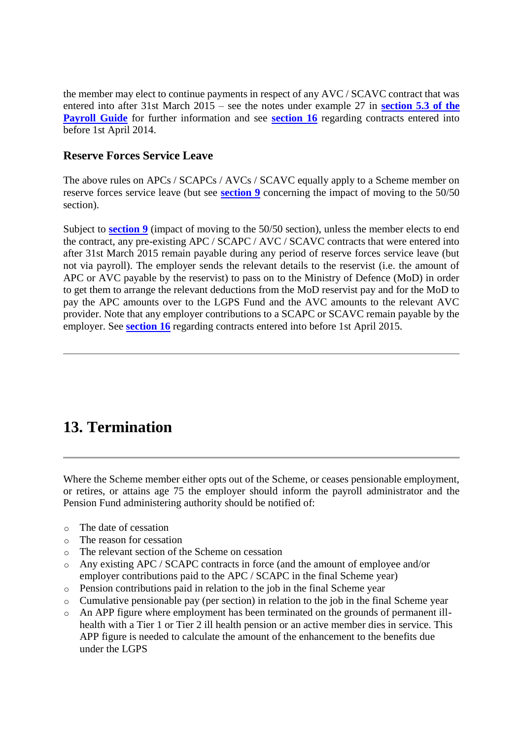the member may elect to continue payments in respect of any AVC / SCAVC contract that was entered into after 31st March 2015 – see the notes under example 27 in **section 5.3 of the Payroll Guide** for further information and see **section 16** regarding contracts entered into before 1st April 2014.

### Reserve Forces Service Leave

The above rules on APCs / SCAPCs / AVCs / SCAVC equally apply to a Scheme member on reserve forces service leave (but see **section 9** concerning the impact of moving to the 50/50 section).

Subject to **section 9** (impact of moving to the 50/50 section), unless the member elects to end the contract, any pre-existing APC / SCAPC / AVC / SCAVC contracts that were entered into after 31st March 2015 remain payable during any period of reserve forces service leave (but not via payroll). The employer sends the relevant details to the reservist (i.e. the amount of APC or AVC payable by the reservist) to pass on to the Ministry of Defence (MoD) in order to get them to arrange the relevant deductions from the MoD reservist pay and for the MoD to pay the APC amounts over to the LGPS Fund and the AVC amounts to the relevant AVC provider. Note that any employer contributions to a SCAPC or SCAVC remain payable by the employer. See **section 16** regarding contracts entered into before 1st April 2015.

---

## 13. Termination

---

Where the Scheme member either opts out of the Scheme, or ceases pensionable employment, or retires, or attains age 75 the employer should inform the payroll administrator and the Pension Fund administering authority should be notified of:

- The date of cessation
- The reason for cessation
- The relevant section of the Scheme on cessation
- Any existing APC / SCAPC contracts in force (and the amount of employee and/or employer contributions paid to the APC / SCAPC in the final Scheme year)
- Pension contributions paid in relation to the job in the final Scheme year
- Cumulative pensionable pay (per section) in relation to the job in the final Scheme year
- An APP figure where employment has been terminated on the grounds of permanent ill-health with a Tier 1 or Tier 2 ill health pension or an active member dies in service. This APP figure is needed to calculate the amount of the enhancement to the benefits due under the LGPS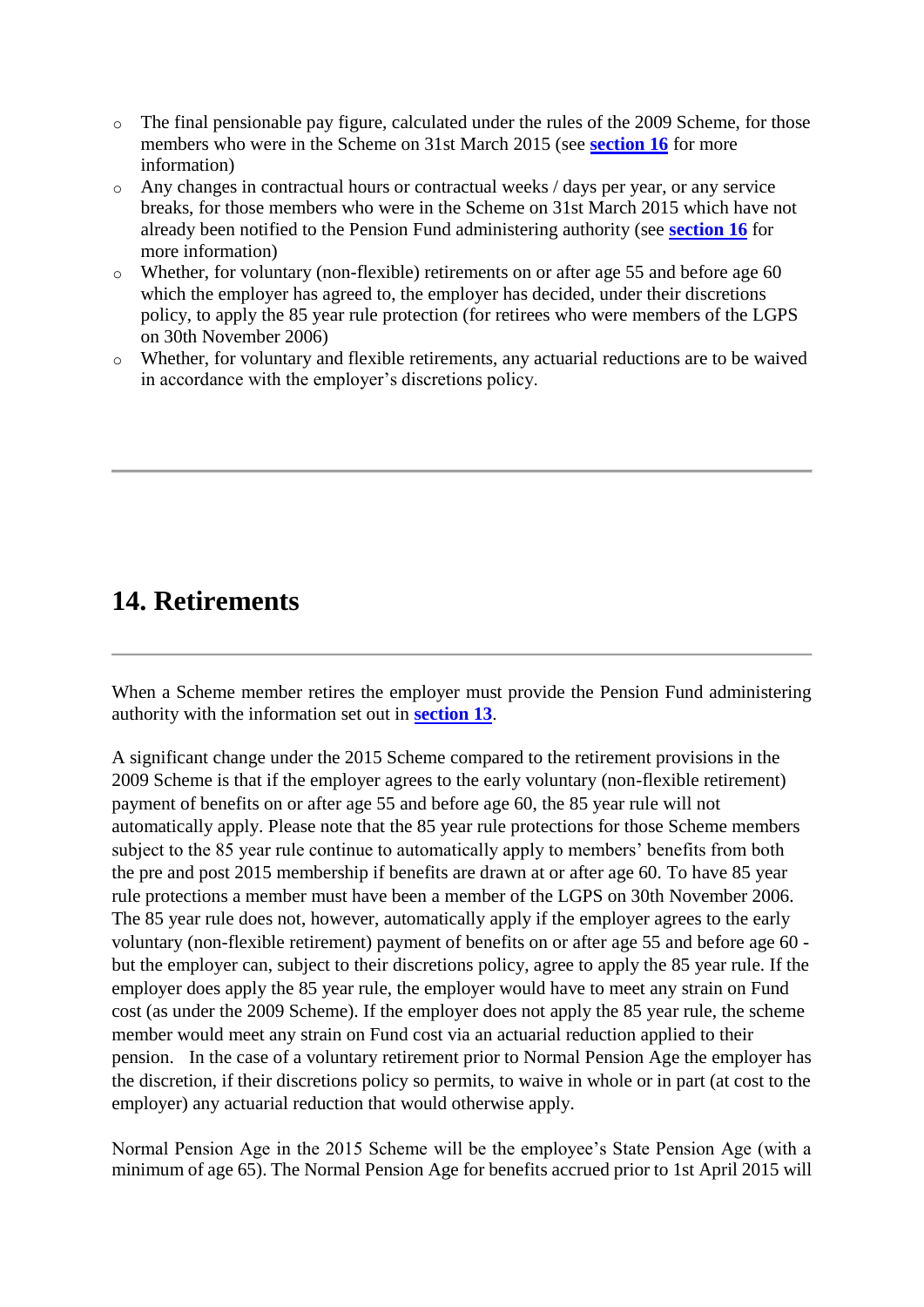- The final pensionable pay figure, calculated under the rules of the 2009 Scheme, for those members who were in the Scheme on 31st March 2015 (see **section 16** for more information)
- Any changes in contractual hours or contractual weeks / days per year, or any service breaks, for those members who were in the Scheme on 31st March 2015 which have not already been notified to the Pension Fund administering authority (see **section 16** for more information)
- Whether, for voluntary (non-flexible) retirements on or after age 55 and before age 60 which the employer has agreed to, the employer has decided, under their discretions policy, to apply the 85 year rule protection (for retirees who were members of the LGPS on 30th November 2006)
- Whether, for voluntary and flexible retirements, any actuarial reductions are to be waived in accordance with the employer's discretions policy.

---

## 14. Retirements

---

When a Scheme member retires the employer must provide the Pension Fund administering authority with the information set out in **section 13**.

A significant change under the 2015 Scheme compared to the retirement provisions in the 2009 Scheme is that if the employer agrees to the early voluntary (non-flexible retirement) payment of benefits on or after age 55 and before age 60, the 85 year rule will not automatically apply. Please note that the 85 year rule protections for those Scheme members subject to the 85 year rule continue to automatically apply to members' benefits from both the pre and post 2015 membership if benefits are drawn at or after age 60. To have 85 year rule protections a member must have been a member of the LGPS on 30th November 2006. The 85 year rule does not, however, automatically apply if the employer agrees to the early voluntary (non-flexible retirement) payment of benefits on or after age 55 and before age 60 - but the employer can, subject to their discretions policy, agree to apply the 85 year rule. If the employer does apply the 85 year rule, the employer would have to meet any strain on Fund cost (as under the 2009 Scheme). If the employer does not apply the 85 year rule, the scheme member would meet any strain on Fund cost via an actuarial reduction applied to their pension. In the case of a voluntary retirement prior to Normal Pension Age the employer has the discretion, if their discretions policy so permits, to waive in whole or in part (at cost to the employer) any actuarial reduction that would otherwise apply.

Normal Pension Age in the 2015 Scheme will be the employee's State Pension Age (with a minimum of age 65). The Normal Pension Age for benefits accrued prior to 1st April 2015 will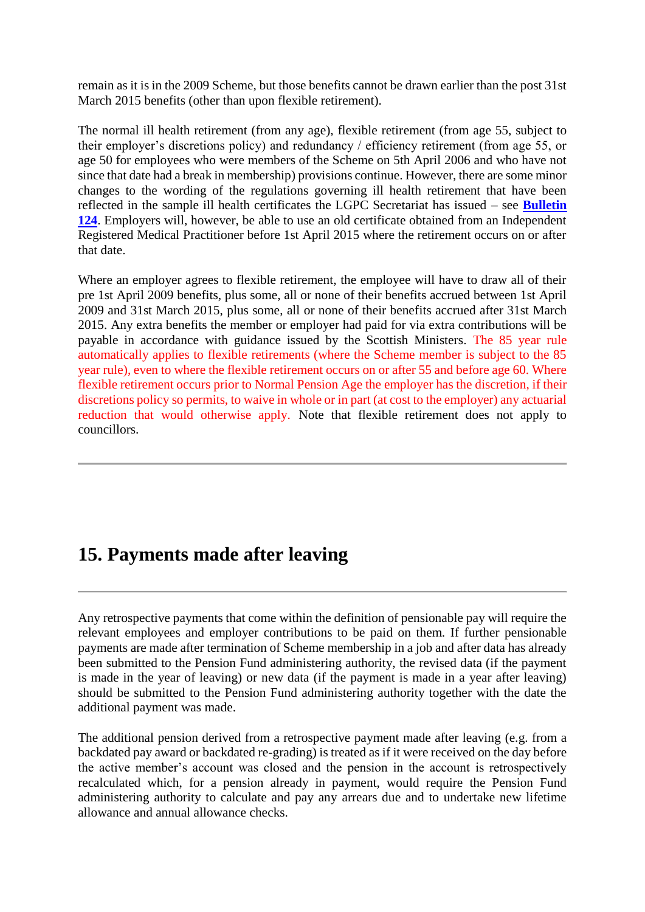remain as it is in the 2009 Scheme, but those benefits cannot be drawn earlier than the post 31st March 2015 benefits (other than upon flexible retirement).

The normal ill health retirement (from any age), flexible retirement (from age 55, subject to their employer's discretions policy) and redundancy / efficiency retirement (from age 55, or age 50 for employees who were members of the Scheme on 5th April 2006 and who have not since that date had a break in membership) provisions continue. However, there are some minor changes to the wording of the regulations governing ill health retirement that have been reflected in the sample ill health certificates the LGPC Secretariat has issued – see **Bulletin 124**. Employers will, however, be able to use an old certificate obtained from an Independent Registered Medical Practitioner before 1st April 2015 where the retirement occurs on or after that date.

Where an employer agrees to flexible retirement, the employee will have to draw all of their pre 1st April 2009 benefits, plus some, all or none of their benefits accrued between 1st April 2009 and 31st March 2015, plus some, all or none of their benefits accrued after 31st March 2015. Any extra benefits the member or employer had paid for via extra contributions will be payable in accordance with guidance issued by the Scottish Ministers. The 85 year rule automatically applies to flexible retirements (where the Scheme member is subject to the 85 year rule), even to where the flexible retirement occurs on or after 55 and before age 60. Where flexible retirement occurs prior to Normal Pension Age the employer has the discretion, if their discretions policy so permits, to waive in whole or in part (at cost to the employer) any actuarial reduction that would otherwise apply. Note that flexible retirement does not apply to councillors.

---

## 15. Payments made after leaving

---

Any retrospective payments that come within the definition of pensionable pay will require the relevant employees and employer contributions to be paid on them. If further pensionable payments are made after termination of Scheme membership in a job and after data has already been submitted to the Pension Fund administering authority, the revised data (if the payment is made in the year of leaving) or new data (if the payment is made in a year after leaving) should be submitted to the Pension Fund administering authority together with the date the additional payment was made.

The additional pension derived from a retrospective payment made after leaving (e.g. from a backdated pay award or backdated re-grading) is treated as if it were received on the day before the active member's account was closed and the pension in the account is retrospectively recalculated which, for a pension already in payment, would require the Pension Fund administering authority to calculate and pay any arrears due and to undertake new lifetime allowance and annual allowance checks.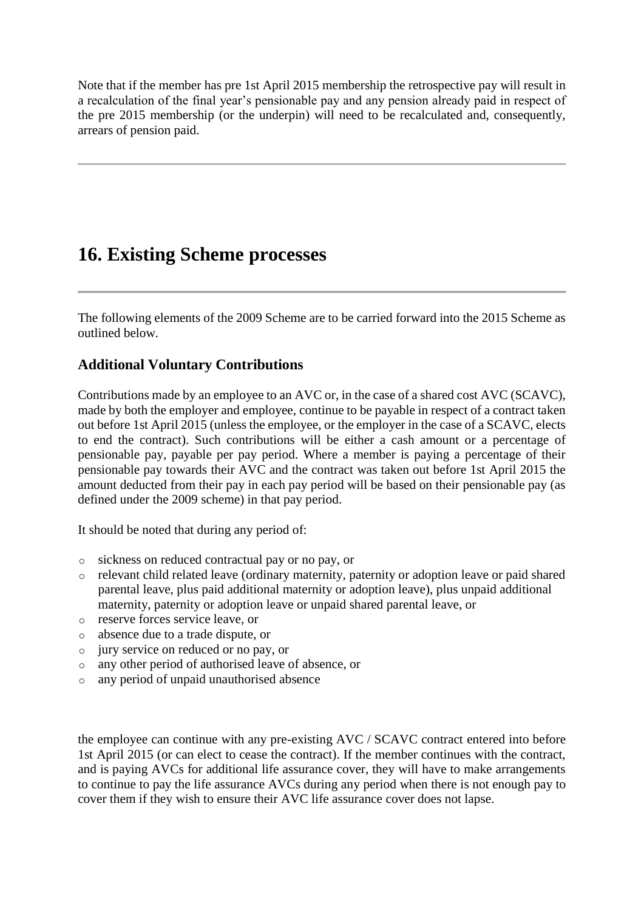Note that if the member has pre 1st April 2015 membership the retrospective pay will result in a recalculation of the final year's pensionable pay and any pension already paid in respect of the pre 2015 membership (or the underpin) will need to be recalculated and, consequently, arrears of pension paid.

---

# 16. Existing Scheme processes

---

The following elements of the 2009 Scheme are to be carried forward into the 2015 Scheme as outlined below.

## Additional Voluntary Contributions

Contributions made by an employee to an AVC or, in the case of a shared cost AVC (SCAVC), made by both the employer and employee, continue to be payable in respect of a contract taken out before 1st April 2015 (unless the employee, or the employer in the case of a SCAVC, elects to end the contract). Such contributions will be either a cash amount or a percentage of pensionable pay, payable per pay period. Where a member is paying a percentage of their pensionable pay towards their AVC and the contract was taken out before 1st April 2015 the amount deducted from their pay in each pay period will be based on their pensionable pay (as defined under the 2009 scheme) in that pay period.

It should be noted that during any period of:

- sickness on reduced contractual pay or no pay, or
- relevant child related leave (ordinary maternity, paternity or adoption leave or paid shared parental leave, plus paid additional maternity or adoption leave), plus unpaid additional maternity, paternity or adoption leave or unpaid shared parental leave, or
- reserve forces service leave, or
- absence due to a trade dispute, or
- jury service on reduced or no pay, or
- any other period of authorised leave of absence, or
- any period of unpaid unauthorised absence

the employee can continue with any pre-existing AVC / SCAVC contract entered into before 1st April 2015 (or can elect to cease the contract). If the member continues with the contract, and is paying AVCs for additional life assurance cover, they will have to make arrangements to continue to pay the life assurance AVCs during any period when there is not enough pay to cover them if they wish to ensure their AVC life assurance cover does not lapse.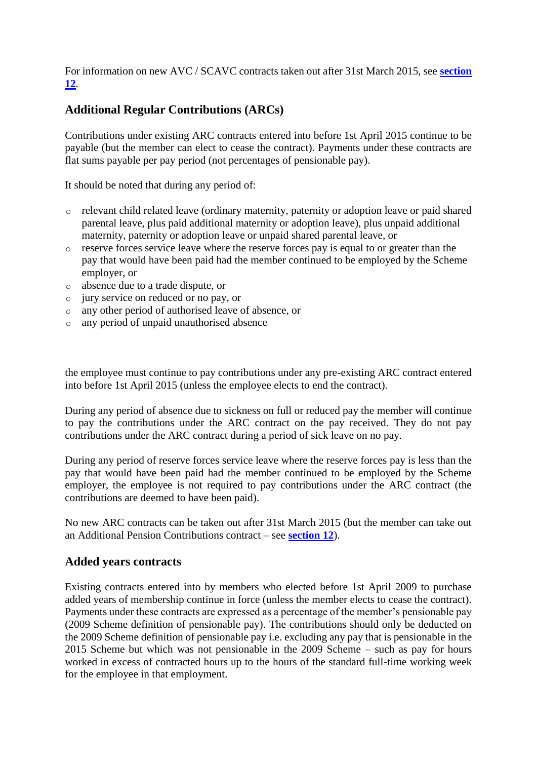For information on new AVC / SCAVC contracts taken out after 31st March 2015, see **section 12**.

## Additional Regular Contributions (ARCs)

Contributions under existing ARC contracts entered into before 1st April 2015 continue to be payable (but the member can elect to cease the contract). Payments under these contracts are flat sums payable per pay period (not percentages of pensionable pay).

It should be noted that during any period of:

- relevant child related leave (ordinary maternity, paternity or adoption leave or paid shared parental leave, plus paid additional maternity or adoption leave), plus unpaid additional maternity, paternity or adoption leave or unpaid shared parental leave, or
- reserve forces service leave where the reserve forces pay is equal to or greater than the pay that would have been paid had the member continued to be employed by the Scheme employer, or
- absence due to a trade dispute, or
- jury service on reduced or no pay, or
- any other period of authorised leave of absence, or
- any period of unpaid unauthorised absence

the employee must continue to pay contributions under any pre-existing ARC contract entered into before 1st April 2015 (unless the employee elects to end the contract).

During any period of absence due to sickness on full or reduced pay the member will continue to pay the contributions under the ARC contract on the pay received. They do not pay contributions under the ARC contract during a period of sick leave on no pay.

During any period of reserve forces service leave where the reserve forces pay is less than the pay that would have been paid had the member continued to be employed by the Scheme employer, the employee is not required to pay contributions under the ARC contract (the contributions are deemed to have been paid).

No new ARC contracts can be taken out after 31st March 2015 (but the member can take out an Additional Pension Contributions contract – see **section 12**).

## Added years contracts

Existing contracts entered into by members who elected before 1st April 2009 to purchase added years of membership continue in force (unless the member elects to cease the contract). Payments under these contracts are expressed as a percentage of the member's pensionable pay (2009 Scheme definition of pensionable pay). The contributions should only be deducted on the 2009 Scheme definition of pensionable pay i.e. excluding any pay that is pensionable in the 2015 Scheme but which was not pensionable in the 2009 Scheme – such as pay for hours worked in excess of contracted hours up to the hours of the standard full-time working week for the employee in that employment.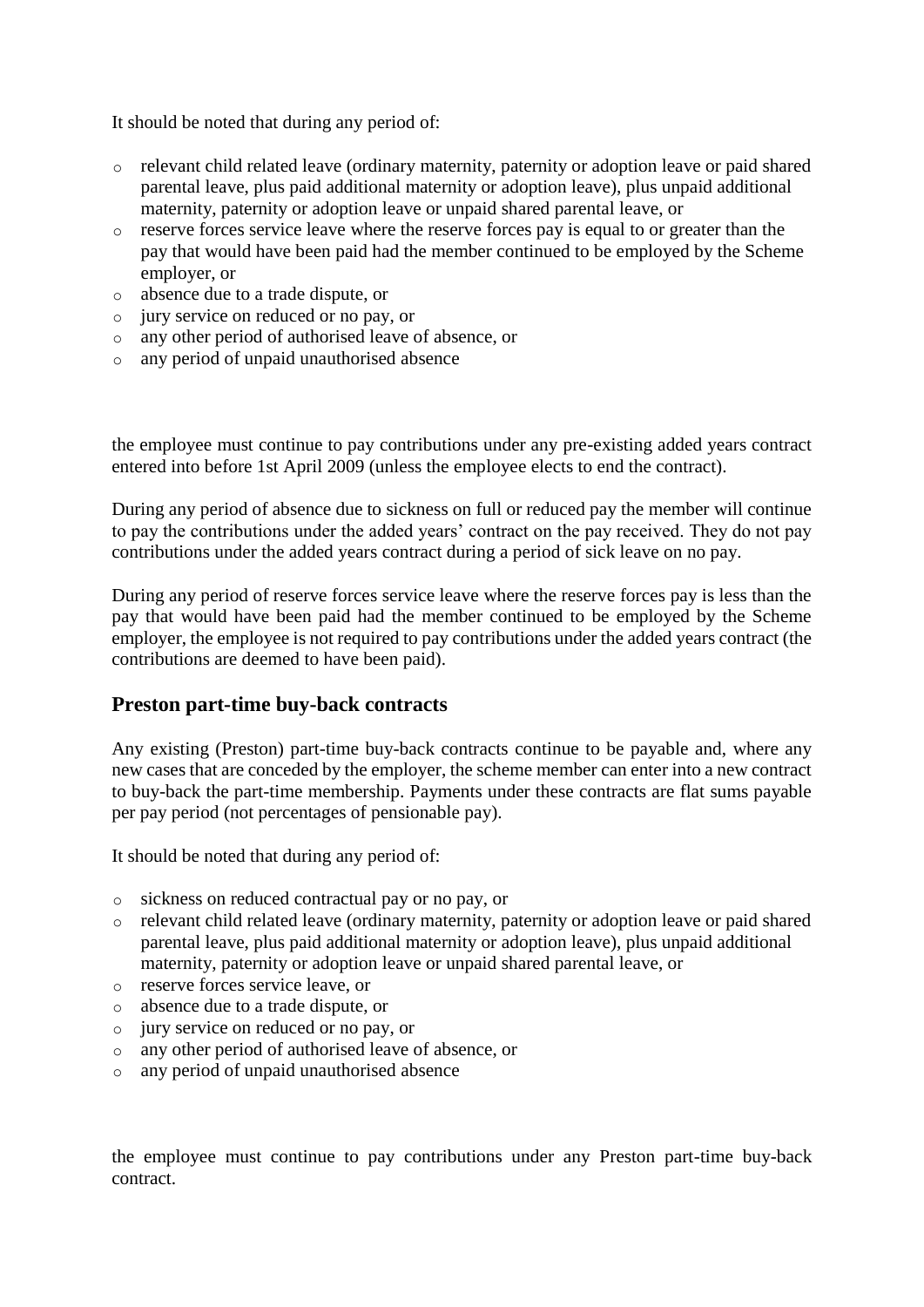It should be noted that during any period of:

- relevant child related leave (ordinary maternity, paternity or adoption leave or paid shared parental leave, plus paid additional maternity or adoption leave), plus unpaid additional maternity, paternity or adoption leave or unpaid shared parental leave, or
- reserve forces service leave where the reserve forces pay is equal to or greater than the pay that would have been paid had the member continued to be employed by the Scheme employer, or
- absence due to a trade dispute, or
- jury service on reduced or no pay, or
- any other period of authorised leave of absence, or
- any period of unpaid unauthorised absence

the employee must continue to pay contributions under any pre-existing added years contract entered into before 1st April 2009 (unless the employee elects to end the contract).

During any period of absence due to sickness on full or reduced pay the member will continue to pay the contributions under the added years' contract on the pay received. They do not pay contributions under the added years contract during a period of sick leave on no pay.

During any period of reserve forces service leave where the reserve forces pay is less than the pay that would have been paid had the member continued to be employed by the Scheme employer, the employee is not required to pay contributions under the added years contract (the contributions are deemed to have been paid).

## Preston part-time buy-back contracts

Any existing (Preston) part-time buy-back contracts continue to be payable and, where any new cases that are conceded by the employer, the scheme member can enter into a new contract to buy-back the part-time membership. Payments under these contracts are flat sums payable per pay period (not percentages of pensionable pay).

It should be noted that during any period of:

- sickness on reduced contractual pay or no pay, or
- relevant child related leave (ordinary maternity, paternity or adoption leave or paid shared parental leave, plus paid additional maternity or adoption leave), plus unpaid additional maternity, paternity or adoption leave or unpaid shared parental leave, or
- reserve forces service leave, or
- absence due to a trade dispute, or
- jury service on reduced or no pay, or
- any other period of authorised leave of absence, or
- any period of unpaid unauthorised absence

the employee must continue to pay contributions under any Preston part-time buy-back contract.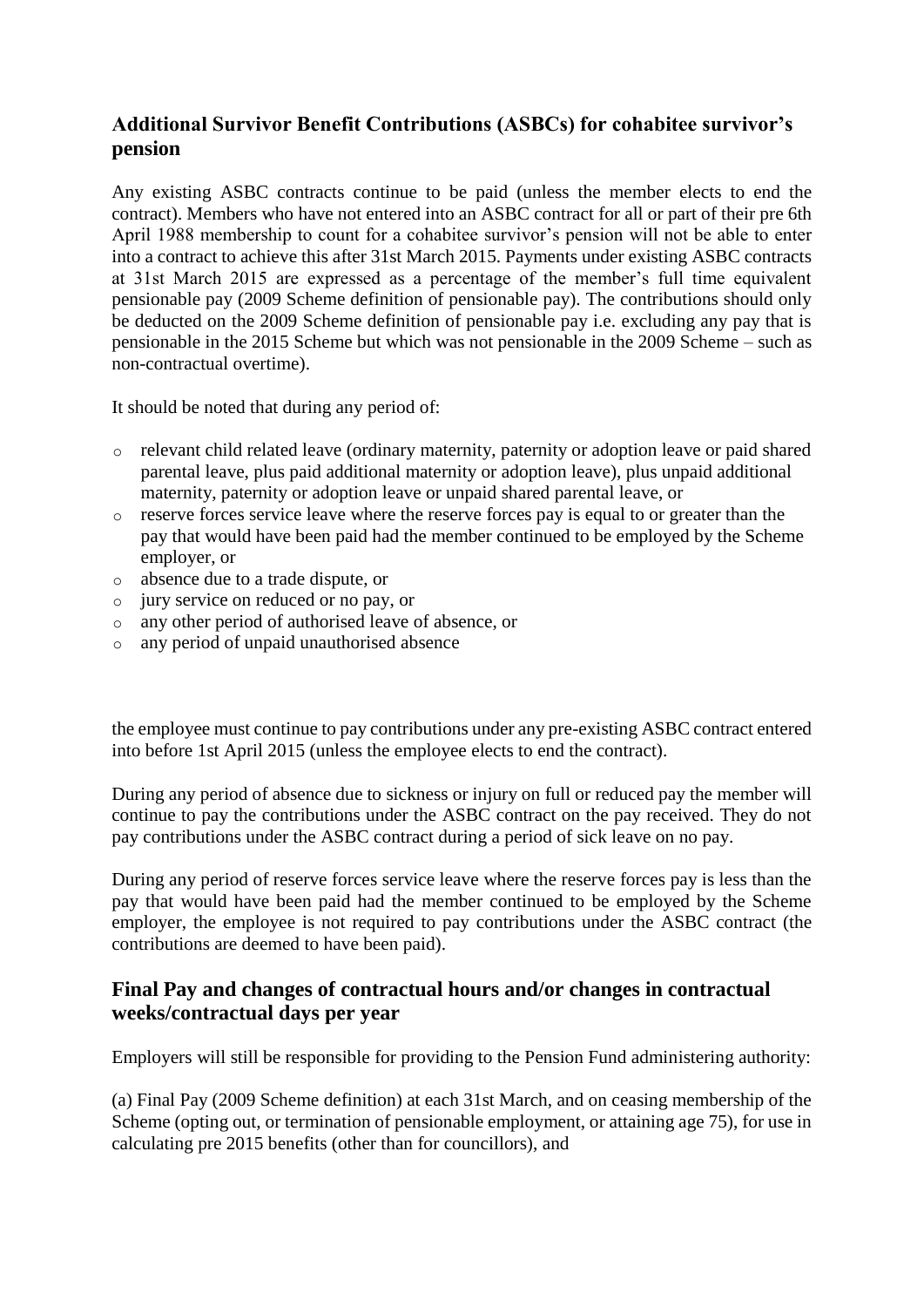## Additional Survivor Benefit Contributions (ASBCs) for cohabitee survivor's pension

Any existing ASBC contracts continue to be paid (unless the member elects to end the contract). Members who have not entered into an ASBC contract for all or part of their pre 6th April 1988 membership to count for a cohabitee survivor's pension will not be able to enter into a contract to achieve this after 31st March 2015. Payments under existing ASBC contracts at 31st March 2015 are expressed as a percentage of the member's full time equivalent pensionable pay (2009 Scheme definition of pensionable pay). The contributions should only be deducted on the 2009 Scheme definition of pensionable pay i.e. excluding any pay that is pensionable in the 2015 Scheme but which was not pensionable in the 2009 Scheme – such as non-contractual overtime).

It should be noted that during any period of:

- relevant child related leave (ordinary maternity, paternity or adoption leave or paid shared parental leave, plus paid additional maternity or adoption leave), plus unpaid additional maternity, paternity or adoption leave or unpaid shared parental leave, or
- reserve forces service leave where the reserve forces pay is equal to or greater than the pay that would have been paid had the member continued to be employed by the Scheme employer, or
- absence due to a trade dispute, or
- jury service on reduced or no pay, or
- any other period of authorised leave of absence, or
- any period of unpaid unauthorised absence

the employee must continue to pay contributions under any pre-existing ASBC contract entered into before 1st April 2015 (unless the employee elects to end the contract).

During any period of absence due to sickness or injury on full or reduced pay the member will continue to pay the contributions under the ASBC contract on the pay received. They do not pay contributions under the ASBC contract during a period of sick leave on no pay.

During any period of reserve forces service leave where the reserve forces pay is less than the pay that would have been paid had the member continued to be employed by the Scheme employer, the employee is not required to pay contributions under the ASBC contract (the contributions are deemed to have been paid).

## Final Pay and changes of contractual hours and/or changes in contractual weeks/contractual days per year

Employers will still be responsible for providing to the Pension Fund administering authority:

(a) Final Pay (2009 Scheme definition) at each 31st March, and on ceasing membership of the Scheme (opting out, or termination of pensionable employment, or attaining age 75), for use in calculating pre 2015 benefits (other than for councillors), and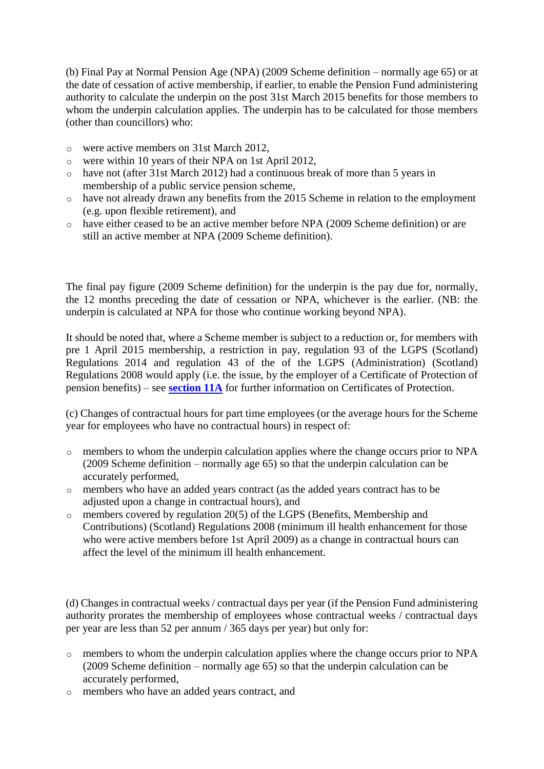(b) Final Pay at Normal Pension Age (NPA) (2009 Scheme definition – normally age 65) or at the date of cessation of active membership, if earlier, to enable the Pension Fund administering authority to calculate the underpin on the post 31st March 2015 benefits for those members to whom the underpin calculation applies. The underpin has to be calculated for those members (other than councillors) who:

- were active members on 31st March 2012,
- were within 10 years of their NPA on 1st April 2012,
- have not (after 31st March 2012) had a continuous break of more than 5 years in membership of a public service pension scheme,
- have not already drawn any benefits from the 2015 Scheme in relation to the employment (e.g. upon flexible retirement), and
- have either ceased to be an active member before NPA (2009 Scheme definition) or are still an active member at NPA (2009 Scheme definition).

The final pay figure (2009 Scheme definition) for the underpin is the pay due for, normally, the 12 months preceding the date of cessation or NPA, whichever is the earlier. (NB: the underpin is calculated at NPA for those who continue working beyond NPA).

It should be noted that, where a Scheme member is subject to a reduction or, for members with pre 1 April 2015 membership, a restriction in pay, regulation 93 of the LGPS (Scotland) Regulations 2014 and regulation 43 of the of the LGPS (Administration) (Scotland) Regulations 2008 would apply (i.e. the issue, by the employer of a Certificate of Protection of pension benefits) – see **section 11A** for further information on Certificates of Protection.

(c) Changes of contractual hours for part time employees (or the average hours for the Scheme year for employees who have no contractual hours) in respect of:

- members to whom the underpin calculation applies where the change occurs prior to NPA (2009 Scheme definition – normally age 65) so that the underpin calculation can be accurately performed,
- members who have an added years contract (as the added years contract has to be adjusted upon a change in contractual hours), and
- members covered by regulation 20(5) of the LGPS (Benefits, Membership and Contributions) (Scotland) Regulations 2008 (minimum ill health enhancement for those who were active members before 1st April 2009) as a change in contractual hours can affect the level of the minimum ill health enhancement.

(d) Changes in contractual weeks / contractual days per year (if the Pension Fund administering authority prorates the membership of employees whose contractual weeks / contractual days per year are less than 52 per annum / 365 days per year) but only for:

- members to whom the underpin calculation applies where the change occurs prior to NPA (2009 Scheme definition – normally age 65) so that the underpin calculation can be accurately performed,
- members who have an added years contract, and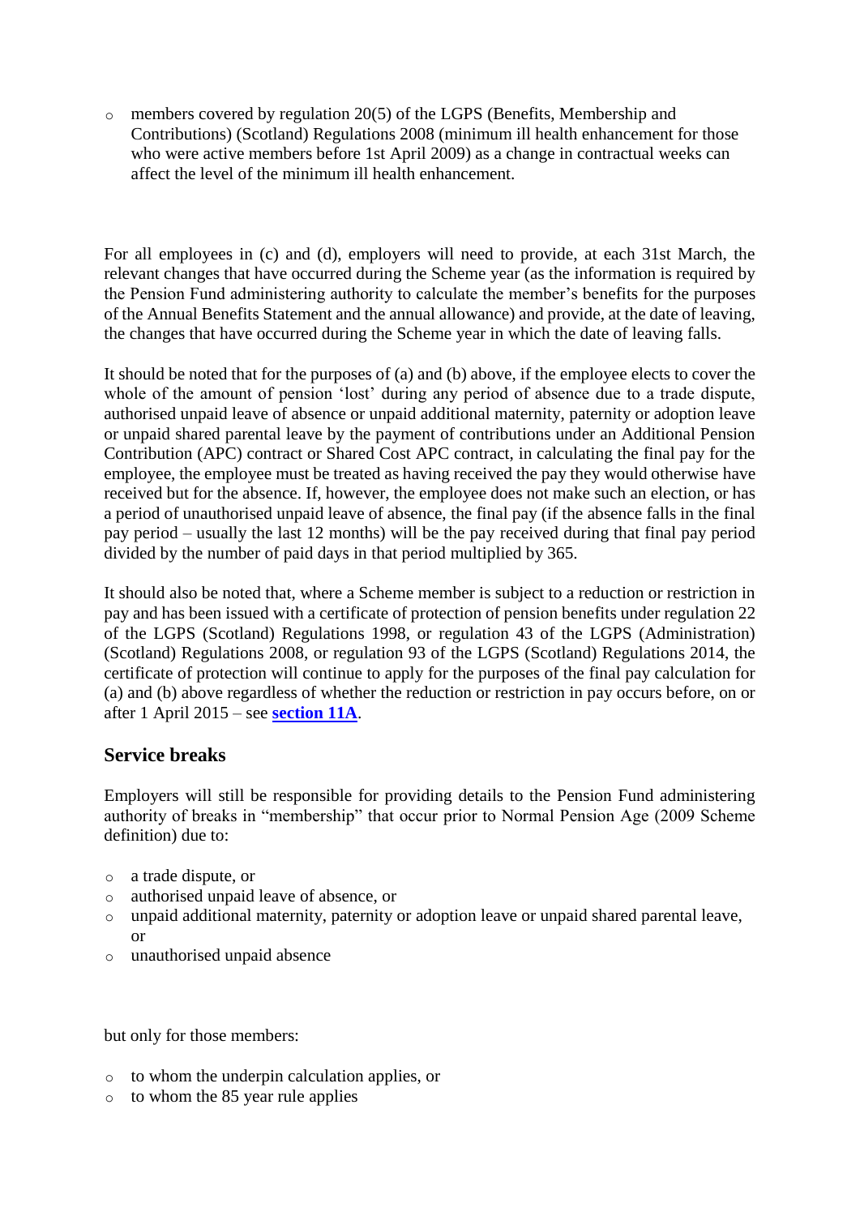- members covered by regulation 20(5) of the LGPS (Benefits, Membership and Contributions) (Scotland) Regulations 2008 (minimum ill health enhancement for those who were active members before 1st April 2009) as a change in contractual weeks can affect the level of the minimum ill health enhancement.

For all employees in (c) and (d), employers will need to provide, at each 31st March, the relevant changes that have occurred during the Scheme year (as the information is required by the Pension Fund administering authority to calculate the member's benefits for the purposes of the Annual Benefits Statement and the annual allowance) and provide, at the date of leaving, the changes that have occurred during the Scheme year in which the date of leaving falls.

It should be noted that for the purposes of (a) and (b) above, if the employee elects to cover the whole of the amount of pension 'lost' during any period of absence due to a trade dispute, authorised unpaid leave of absence or unpaid additional maternity, paternity or adoption leave or unpaid shared parental leave by the payment of contributions under an Additional Pension Contribution (APC) contract or Shared Cost APC contract, in calculating the final pay for the employee, the employee must be treated as having received the pay they would otherwise have received but for the absence. If, however, the employee does not make such an election, or has a period of unauthorised unpaid leave of absence, the final pay (if the absence falls in the final pay period – usually the last 12 months) will be the pay received during that final pay period divided by the number of paid days in that period multiplied by 365.

It should also be noted that, where a Scheme member is subject to a reduction or restriction in pay and has been issued with a certificate of protection of pension benefits under regulation 22 of the LGPS (Scotland) Regulations 1998, or regulation 43 of the LGPS (Administration) (Scotland) Regulations 2008, or regulation 93 of the LGPS (Scotland) Regulations 2014, the certificate of protection will continue to apply for the purposes of the final pay calculation for (a) and (b) above regardless of whether the reduction or restriction in pay occurs before, on or after 1 April 2015 – see **section 11A**.

## Service breaks

Employers will still be responsible for providing details to the Pension Fund administering authority of breaks in "membership" that occur prior to Normal Pension Age (2009 Scheme definition) due to:

- a trade dispute, or
- authorised unpaid leave of absence, or
- unpaid additional maternity, paternity or adoption leave or unpaid shared parental leave, or
- unauthorised unpaid absence

but only for those members:

- to whom the underpin calculation applies, or
- to whom the 85 year rule applies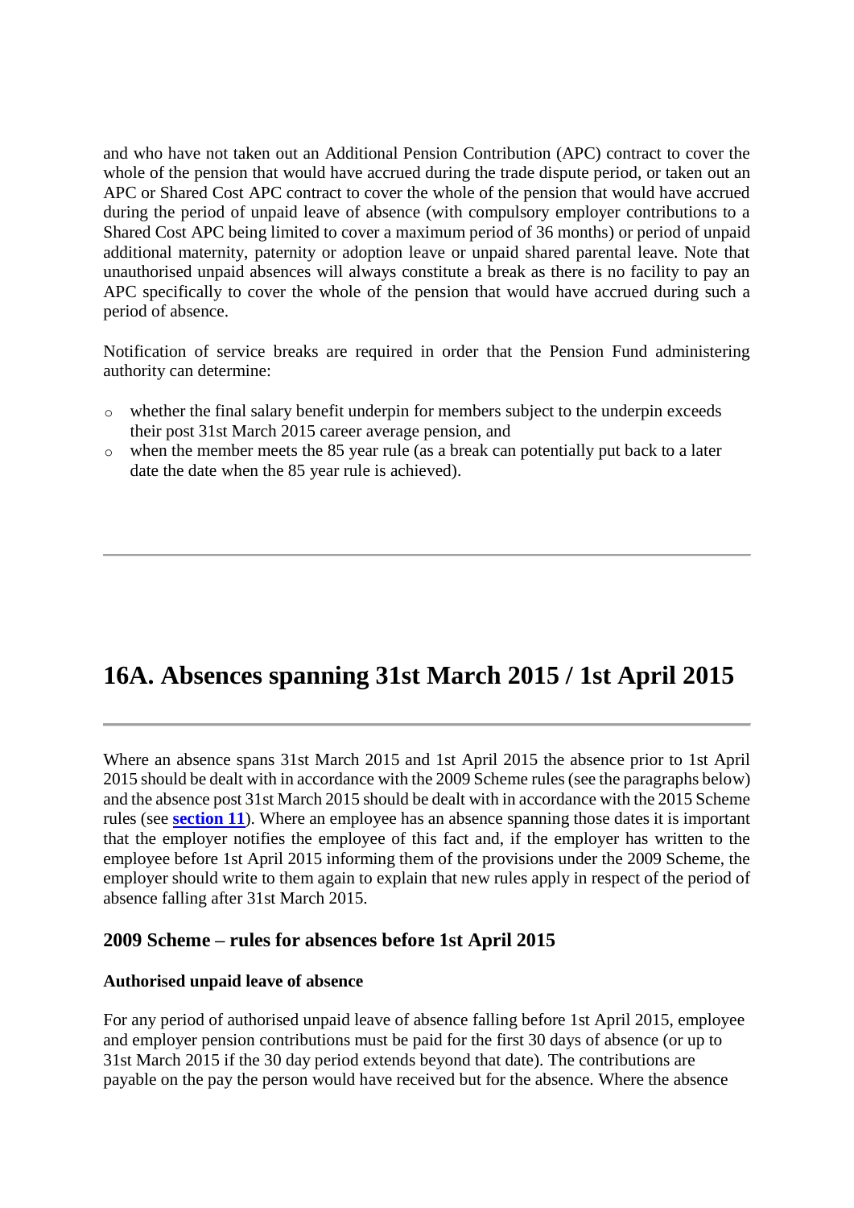and who have not taken out an Additional Pension Contribution (APC) contract to cover the whole of the pension that would have accrued during the trade dispute period, or taken out an APC or Shared Cost APC contract to cover the whole of the pension that would have accrued during the period of unpaid leave of absence (with compulsory employer contributions to a Shared Cost APC being limited to cover a maximum period of 36 months) or period of unpaid additional maternity, paternity or adoption leave or unpaid shared parental leave. Note that unauthorised unpaid absences will always constitute a break as there is no facility to pay an APC specifically to cover the whole of the pension that would have accrued during such a period of absence.

Notification of service breaks are required in order that the Pension Fund administering authority can determine:

- whether the final salary benefit underpin for members subject to the underpin exceeds their post 31st March 2015 career average pension, and
- when the member meets the 85 year rule (as a break can potentially put back to a later date the date when the 85 year rule is achieved).

---

# 16A. Absences spanning 31st March 2015 / 1st April 2015

---

Where an absence spans 31st March 2015 and 1st April 2015 the absence prior to 1st April 2015 should be dealt with in accordance with the 2009 Scheme rules (see the paragraphs below) and the absence post 31st March 2015 should be dealt with in accordance with the 2015 Scheme rules (see **section 11**). Where an employee has an absence spanning those dates it is important that the employer notifies the employee of this fact and, if the employer has written to the employee before 1st April 2015 informing them of the provisions under the 2009 Scheme, the employer should write to them again to explain that new rules apply in respect of the period of absence falling after 31st March 2015.

## 2009 Scheme – rules for absences before 1st April 2015

**Authorised unpaid leave of absence**

For any period of authorised unpaid leave of absence falling before 1st April 2015, employee and employer pension contributions must be paid for the first 30 days of absence (or up to 31st March 2015 if the 30 day period extends beyond that date). The contributions are payable on the pay the person would have received but for the absence. Where the absence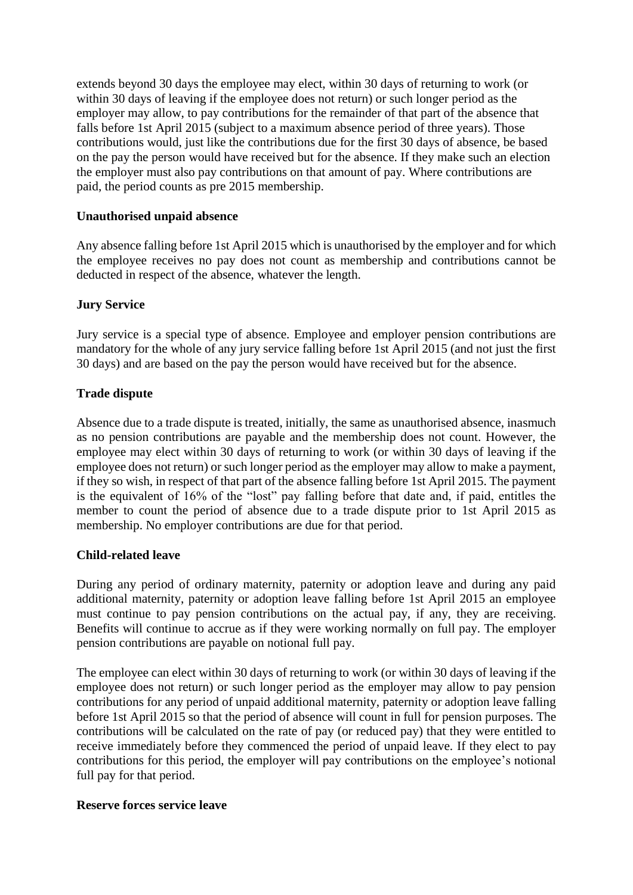extends beyond 30 days the employee may elect, within 30 days of returning to work (or within 30 days of leaving if the employee does not return) or such longer period as the employer may allow, to pay contributions for the remainder of that part of the absence that falls before 1st April 2015 (subject to a maximum absence period of three years). Those contributions would, just like the contributions due for the first 30 days of absence, be based on the pay the person would have received but for the absence. If they make such an election the employer must also pay contributions on that amount of pay. Where contributions are paid, the period counts as pre 2015 membership.

**Unauthorised unpaid absence**

Any absence falling before 1st April 2015 which is unauthorised by the employer and for which the employee receives no pay does not count as membership and contributions cannot be deducted in respect of the absence, whatever the length.

**Jury Service**

Jury service is a special type of absence. Employee and employer pension contributions are mandatory for the whole of any jury service falling before 1st April 2015 (and not just the first 30 days) and are based on the pay the person would have received but for the absence.

**Trade dispute**

Absence due to a trade dispute is treated, initially, the same as unauthorised absence, inasmuch as no pension contributions are payable and the membership does not count. However, the employee may elect within 30 days of returning to work (or within 30 days of leaving if the employee does not return) or such longer period as the employer may allow to make a payment, if they so wish, in respect of that part of the absence falling before 1st April 2015. The payment is the equivalent of 16% of the "lost" pay falling before that date and, if paid, entitles the member to count the period of absence due to a trade dispute prior to 1st April 2015 as membership. No employer contributions are due for that period.

**Child-related leave**

During any period of ordinary maternity, paternity or adoption leave and during any paid additional maternity, paternity or adoption leave falling before 1st April 2015 an employee must continue to pay pension contributions on the actual pay, if any, they are receiving. Benefits will continue to accrue as if they were working normally on full pay. The employer pension contributions are payable on notional full pay.

The employee can elect within 30 days of returning to work (or within 30 days of leaving if the employee does not return) or such longer period as the employer may allow to pay pension contributions for any period of unpaid additional maternity, paternity or adoption leave falling before 1st April 2015 so that the period of absence will count in full for pension purposes. The contributions will be calculated on the rate of pay (or reduced pay) that they were entitled to receive immediately before they commenced the period of unpaid leave. If they elect to pay contributions for this period, the employer will pay contributions on the employee's notional full pay for that period.

**Reserve forces service leave**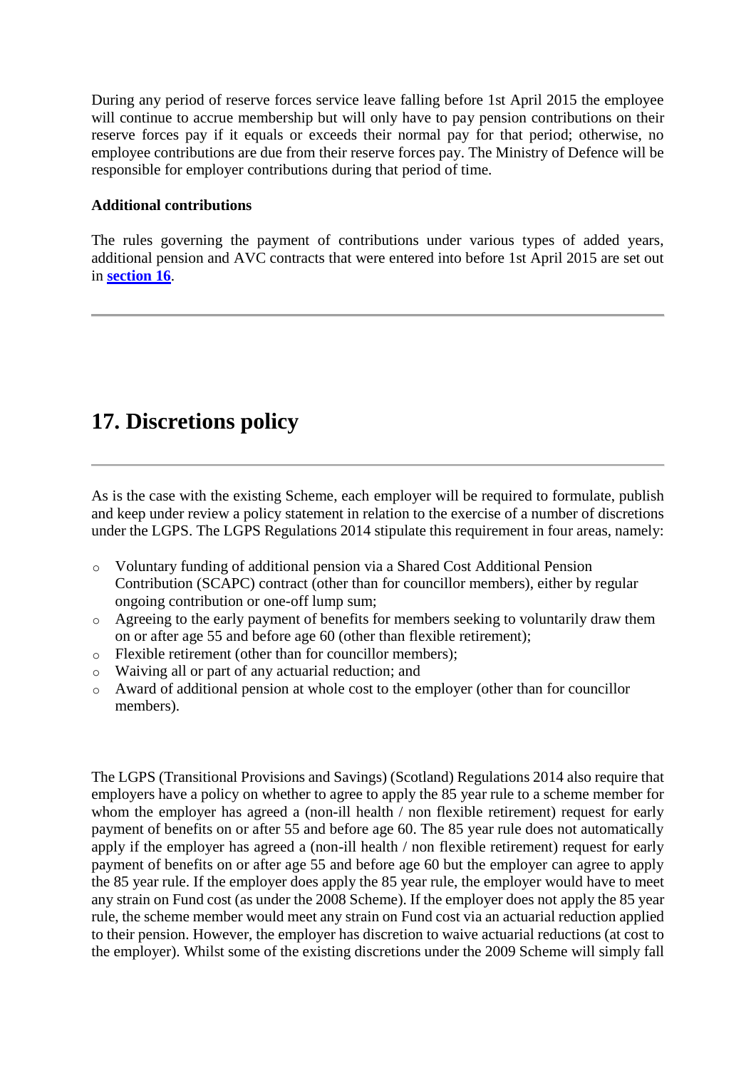During any period of reserve forces service leave falling before 1st April 2015 the employee will continue to accrue membership but will only have to pay pension contributions on their reserve forces pay if it equals or exceeds their normal pay for that period; otherwise, no employee contributions are due from their reserve forces pay. The Ministry of Defence will be responsible for employer contributions during that period of time.

**Additional contributions**

The rules governing the payment of contributions under various types of added years, additional pension and AVC contracts that were entered into before 1st April 2015 are set out in **section 16**.

---

# 17. Discretions policy

---

As is the case with the existing Scheme, each employer will be required to formulate, publish and keep under review a policy statement in relation to the exercise of a number of discretions under the LGPS. The LGPS Regulations 2014 stipulate this requirement in four areas, namely:

- Voluntary funding of additional pension via a Shared Cost Additional Pension Contribution (SCAPC) contract (other than for councillor members), either by regular ongoing contribution or one-off lump sum;
- Agreeing to the early payment of benefits for members seeking to voluntarily draw them on or after age 55 and before age 60 (other than flexible retirement);
- Flexible retirement (other than for councillor members);
- Waiving all or part of any actuarial reduction; and
- Award of additional pension at whole cost to the employer (other than for councillor members).

The LGPS (Transitional Provisions and Savings) (Scotland) Regulations 2014 also require that employers have a policy on whether to agree to apply the 85 year rule to a scheme member for whom the employer has agreed a (non-ill health / non flexible retirement) request for early payment of benefits on or after 55 and before age 60. The 85 year rule does not automatically apply if the employer has agreed a (non-ill health / non flexible retirement) request for early payment of benefits on or after age 55 and before age 60 but the employer can agree to apply the 85 year rule. If the employer does apply the 85 year rule, the employer would have to meet any strain on Fund cost (as under the 2008 Scheme). If the employer does not apply the 85 year rule, the scheme member would meet any strain on Fund cost via an actuarial reduction applied to their pension. However, the employer has discretion to waive actuarial reductions (at cost to the employer). Whilst some of the existing discretions under the 2009 Scheme will simply fall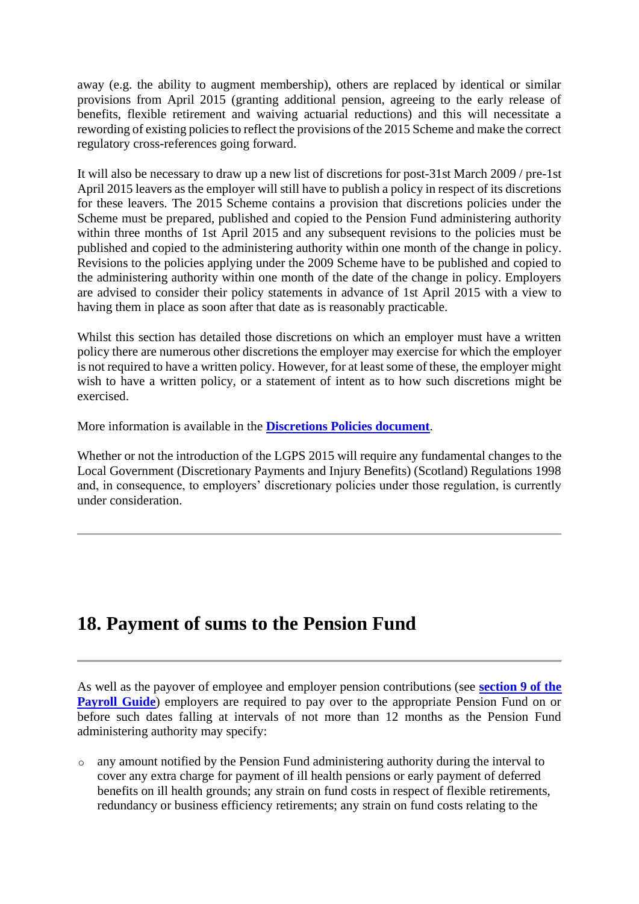away (e.g. the ability to augment membership), others are replaced by identical or similar provisions from April 2015 (granting additional pension, agreeing to the early release of benefits, flexible retirement and waiving actuarial reductions) and this will necessitate a rewording of existing policies to reflect the provisions of the 2015 Scheme and make the correct regulatory cross-references going forward.

It will also be necessary to draw up a new list of discretions for post-31st March 2009 / pre-1st April 2015 leavers as the employer will still have to publish a policy in respect of its discretions for these leavers. The 2015 Scheme contains a provision that discretions policies under the Scheme must be prepared, published and copied to the Pension Fund administering authority within three months of 1st April 2015 and any subsequent revisions to the policies must be published and copied to the administering authority within one month of the change in policy. Revisions to the policies applying under the 2009 Scheme have to be published and copied to the administering authority within one month of the date of the change in policy. Employers are advised to consider their policy statements in advance of 1st April 2015 with a view to having them in place as soon after that date as is reasonably practicable.

Whilst this section has detailed those discretions on which an employer must have a written policy there are numerous other discretions the employer may exercise for which the employer is not required to have a written policy. However, for at least some of these, the employer might wish to have a written policy, or a statement of intent as to how such discretions might be exercised.

More information is available in the **Discretions Policies document**.

Whether or not the introduction of the LGPS 2015 will require any fundamental changes to the Local Government (Discretionary Payments and Injury Benefits) (Scotland) Regulations 1998 and, in consequence, to employers' discretionary policies under those regulation, is currently under consideration.

---

# 18. Payment of sums to the Pension Fund

---

As well as the payover of employee and employer pension contributions (see **section 9 of the Payroll Guide**) employers are required to pay over to the appropriate Pension Fund on or before such dates falling at intervals of not more than 12 months as the Pension Fund administering authority may specify:

- any amount notified by the Pension Fund administering authority during the interval to cover any extra charge for payment of ill health pensions or early payment of deferred benefits on ill health grounds; any strain on fund costs in respect of flexible retirements, redundancy or business efficiency retirements; any strain on fund costs relating to the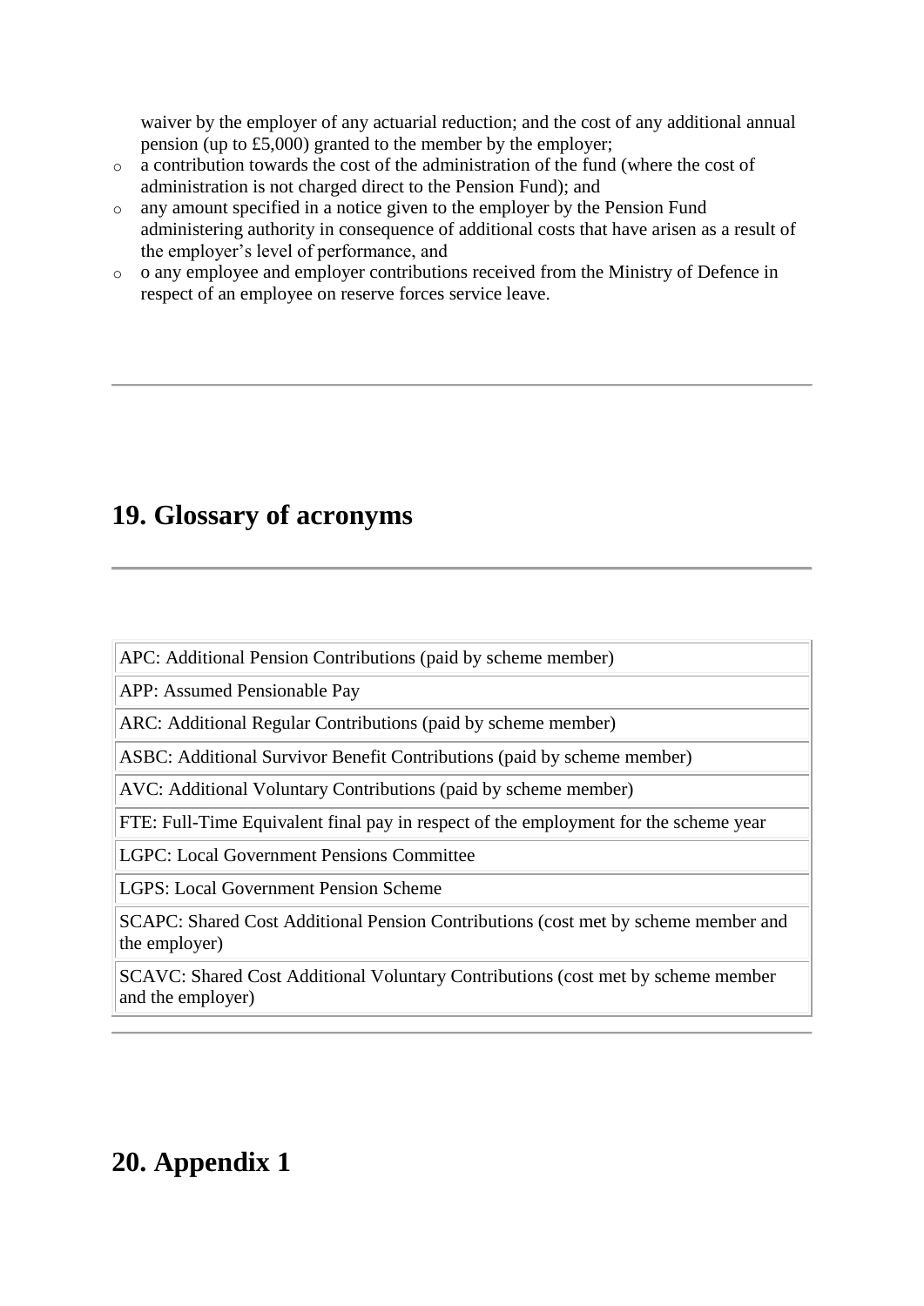waiver by the employer of any actuarial reduction; and the cost of any additional annual pension (up to £5,000) granted to the member by the employer;

- a contribution towards the cost of the administration of the fund (where the cost of administration is not charged direct to the Pension Fund); and
- any amount specified in a notice given to the employer by the Pension Fund administering authority in consequence of additional costs that have arisen as a result of the employer's level of performance, and
- o any employee and employer contributions received from the Ministry of Defence in respect of an employee on reserve forces service leave.

---

## 19. Glossary of acronyms

---

| |
|---|
| APC: Additional Pension Contributions (paid by scheme member) |
| APP: Assumed Pensionable Pay |
| ARC: Additional Regular Contributions (paid by scheme member) |
| ASBC: Additional Survivor Benefit Contributions (paid by scheme member) |
| AVC: Additional Voluntary Contributions (paid by scheme member) |
| FTE: Full-Time Equivalent final pay in respect of the employment for the scheme year |
| LGPC: Local Government Pensions Committee |
| LGPS: Local Government Pension Scheme |
| SCAPC: Shared Cost Additional Pension Contributions (cost met by scheme member and the employer) |
| SCAVC: Shared Cost Additional Voluntary Contributions (cost met by scheme member and the employer) |

---

## 20. Appendix 1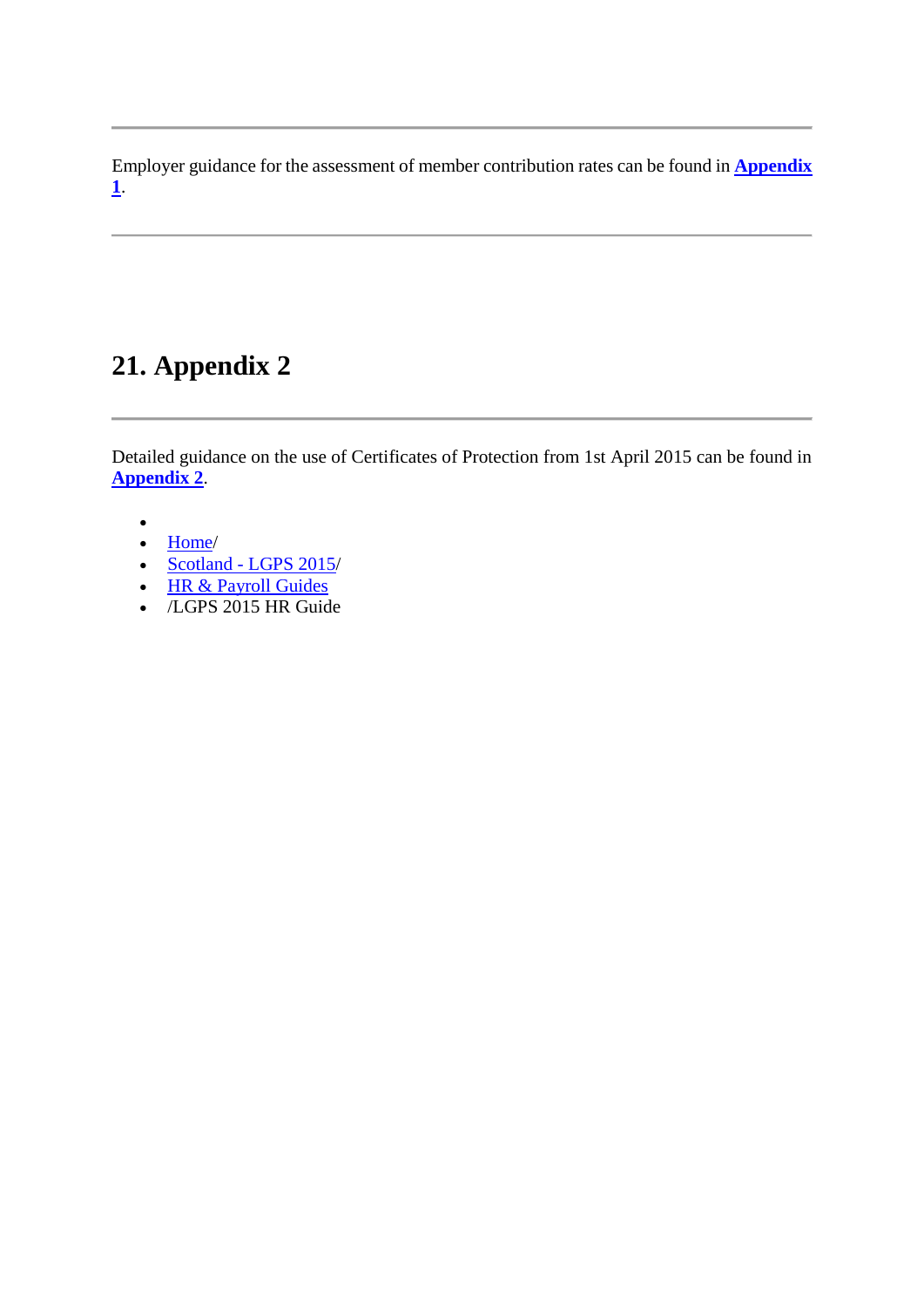Employer guidance for the assessment of member contribution rates can be found in **Appendix 1**.

## 21. Appendix 2

Detailed guidance on the use of Certificates of Protection from 1st April 2015 can be found in **Appendix 2**.

- 
- Home/
- Scotland - LGPS 2015/
- HR & Payroll Guides
- /LGPS 2015 HR Guide